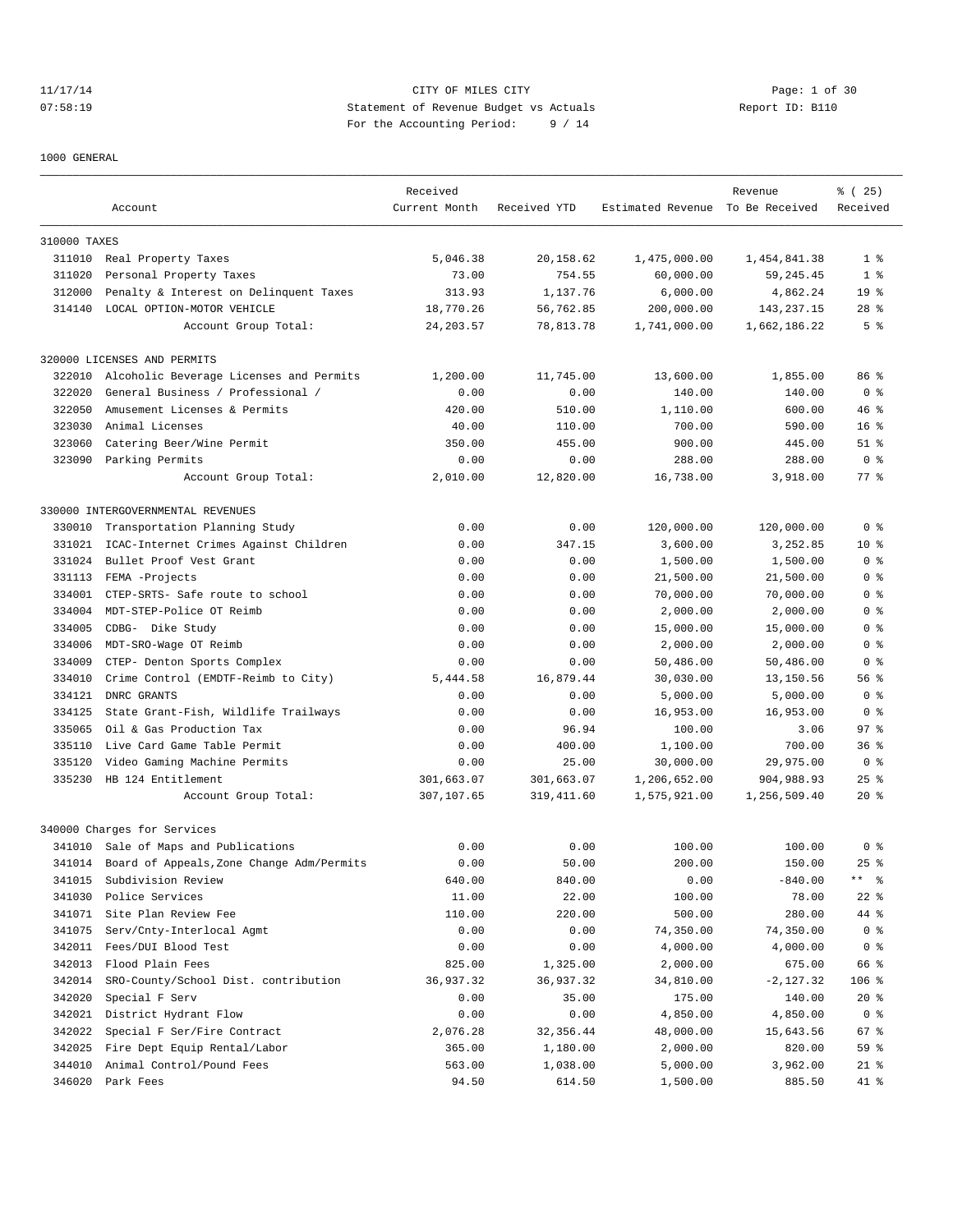CITY OF MILES CITY
Statement of Revenue Budget vs Actuals
For the Accounting Period: 9 / 14

11/17/14 07:58:19 Report ID: B110

1000 GENERAL

| | Account | Received Current Month | Received YTD | Estimated Revenue | Revenue To Be Received | % ( 25) Received |
|---|---|---|---|---|---|---|
| 310000 TAXES | | | | | | |
| 311010 | Real Property Taxes | 5,046.38 | 20,158.62 | 1,475,000.00 | 1,454,841.38 | 1 % |
| 311020 | Personal Property Taxes | 73.00 | 754.55 | 60,000.00 | 59,245.45 | 1 % |
| 312000 | Penalty & Interest on Delinquent Taxes | 313.93 | 1,137.76 | 6,000.00 | 4,862.24 | 19 % |
| 314140 | LOCAL OPTION-MOTOR VEHICLE | 18,770.26 | 56,762.85 | 200,000.00 | 143,237.15 | 28 % |
| | Account Group Total: | 24,203.57 | 78,813.78 | 1,741,000.00 | 1,662,186.22 | 5 % |
| 320000 LICENSES AND PERMITS | | | | | | |
| 322010 | Alcoholic Beverage Licenses and Permits | 1,200.00 | 11,745.00 | 13,600.00 | 1,855.00 | 86 % |
| 322020 | General Business / Professional / | 0.00 | 0.00 | 140.00 | 140.00 | 0 % |
| 322050 | Amusement Licenses & Permits | 420.00 | 510.00 | 1,110.00 | 600.00 | 46 % |
| 323030 | Animal Licenses | 40.00 | 110.00 | 700.00 | 590.00 | 16 % |
| 323060 | Catering Beer/Wine Permit | 350.00 | 455.00 | 900.00 | 445.00 | 51 % |
| 323090 | Parking Permits | 0.00 | 0.00 | 288.00 | 288.00 | 0 % |
| | Account Group Total: | 2,010.00 | 12,820.00 | 16,738.00 | 3,918.00 | 77 % |
| 330000 INTERGOVERNMENTAL REVENUES | | | | | | |
| 330010 | Transportation Planning Study | 0.00 | 0.00 | 120,000.00 | 120,000.00 | 0 % |
| 331021 | ICAC-Internet Crimes Against Children | 0.00 | 347.15 | 3,600.00 | 3,252.85 | 10 % |
| 331024 | Bullet Proof Vest Grant | 0.00 | 0.00 | 1,500.00 | 1,500.00 | 0 % |
| 331113 | FEMA -Projects | 0.00 | 0.00 | 21,500.00 | 21,500.00 | 0 % |
| 334001 | CTEP-SRTS- Safe route to school | 0.00 | 0.00 | 70,000.00 | 70,000.00 | 0 % |
| 334004 | MDT-STEP-Police OT Reimb | 0.00 | 0.00 | 2,000.00 | 2,000.00 | 0 % |
| 334005 | CDBG- Dike Study | 0.00 | 0.00 | 15,000.00 | 15,000.00 | 0 % |
| 334006 | MDT-SRO-Wage OT Reimb | 0.00 | 0.00 | 2,000.00 | 2,000.00 | 0 % |
| 334009 | CTEP- Denton Sports Complex | 0.00 | 0.00 | 50,486.00 | 50,486.00 | 0 % |
| 334010 | Crime Control (EMDTF-Reimb to City) | 5,444.58 | 16,879.44 | 30,030.00 | 13,150.56 | 56 % |
| 334121 | DNRC GRANTS | 0.00 | 0.00 | 5,000.00 | 5,000.00 | 0 % |
| 334125 | State Grant-Fish, Wildlife Trailways | 0.00 | 0.00 | 16,953.00 | 16,953.00 | 0 % |
| 335065 | Oil & Gas Production Tax | 0.00 | 96.94 | 100.00 | 3.06 | 97 % |
| 335110 | Live Card Game Table Permit | 0.00 | 400.00 | 1,100.00 | 700.00 | 36 % |
| 335120 | Video Gaming Machine Permits | 0.00 | 25.00 | 30,000.00 | 29,975.00 | 0 % |
| 335230 | HB 124 Entitlement | 301,663.07 | 301,663.07 | 1,206,652.00 | 904,988.93 | 25 % |
| | Account Group Total: | 307,107.65 | 319,411.60 | 1,575,921.00 | 1,256,509.40 | 20 % |
| 340000 Charges for Services | | | | | | |
| 341010 | Sale of Maps and Publications | 0.00 | 0.00 | 100.00 | 100.00 | 0 % |
| 341014 | Board of Appeals,Zone Change Adm/Permits | 0.00 | 50.00 | 200.00 | 150.00 | 25 % |
| 341015 | Subdivision Review | 640.00 | 840.00 | 0.00 | -840.00 | ** % |
| 341030 | Police Services | 11.00 | 22.00 | 100.00 | 78.00 | 22 % |
| 341071 | Site Plan Review Fee | 110.00 | 220.00 | 500.00 | 280.00 | 44 % |
| 341075 | Serv/Cnty-Interlocal Agmt | 0.00 | 0.00 | 74,350.00 | 74,350.00 | 0 % |
| 342011 | Fees/DUI Blood Test | 0.00 | 0.00 | 4,000.00 | 4,000.00 | 0 % |
| 342013 | Flood Plain Fees | 825.00 | 1,325.00 | 2,000.00 | 675.00 | 66 % |
| 342014 | SRO-County/School Dist. contribution | 36,937.32 | 36,937.32 | 34,810.00 | -2,127.32 | 106 % |
| 342020 | Special F Serv | 0.00 | 35.00 | 175.00 | 140.00 | 20 % |
| 342021 | District Hydrant Flow | 0.00 | 0.00 | 4,850.00 | 4,850.00 | 0 % |
| 342022 | Special F Ser/Fire Contract | 2,076.28 | 32,356.44 | 48,000.00 | 15,643.56 | 67 % |
| 342025 | Fire Dept Equip Rental/Labor | 365.00 | 1,180.00 | 2,000.00 | 820.00 | 59 % |
| 344010 | Animal Control/Pound Fees | 563.00 | 1,038.00 | 5,000.00 | 3,962.00 | 21 % |
| 346020 | Park Fees | 94.50 | 614.50 | 1,500.00 | 885.50 | 41 % |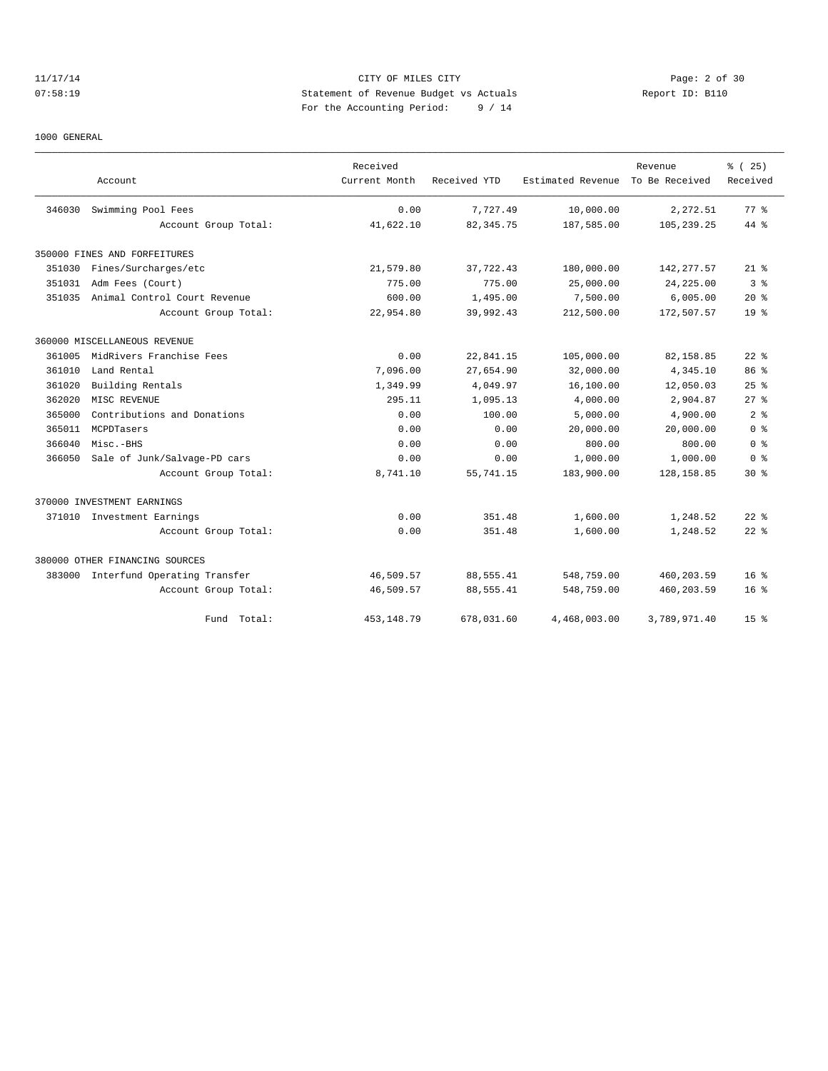CITY OF MILES CITY
Statement of Revenue Budget vs Actuals
For the Accounting Period: 9 / 14

1000 GENERAL

| | Account | Received Current Month | Received YTD | Estimated Revenue | Revenue To Be Received | % ( 25) Received |
|---|---|---|---|---|---|---|
| 346030 | Swimming Pool Fees | 0.00 | 7,727.49 | 10,000.00 | 2,272.51 | 77 % |
| | Account Group Total: | 41,622.10 | 82,345.75 | 187,585.00 | 105,239.25 | 44 % |
| 350000 FINES AND FORFEITURES | | | | | | |
| 351030 | Fines/Surcharges/etc | 21,579.80 | 37,722.43 | 180,000.00 | 142,277.57 | 21 % |
| 351031 | Adm Fees (Court) | 775.00 | 775.00 | 25,000.00 | 24,225.00 | 3 % |
| 351035 | Animal Control Court Revenue | 600.00 | 1,495.00 | 7,500.00 | 6,005.00 | 20 % |
| | Account Group Total: | 22,954.80 | 39,992.43 | 212,500.00 | 172,507.57 | 19 % |
| 360000 MISCELLANEOUS REVENUE | | | | | | |
| 361005 | MidRivers Franchise Fees | 0.00 | 22,841.15 | 105,000.00 | 82,158.85 | 22 % |
| 361010 | Land Rental | 7,096.00 | 27,654.90 | 32,000.00 | 4,345.10 | 86 % |
| 361020 | Building Rentals | 1,349.99 | 4,049.97 | 16,100.00 | 12,050.03 | 25 % |
| 362020 | MISC REVENUE | 295.11 | 1,095.13 | 4,000.00 | 2,904.87 | 27 % |
| 365000 | Contributions and Donations | 0.00 | 100.00 | 5,000.00 | 4,900.00 | 2 % |
| 365011 | MCPDTasers | 0.00 | 0.00 | 20,000.00 | 20,000.00 | 0 % |
| 366040 | Misc.-BHS | 0.00 | 0.00 | 800.00 | 800.00 | 0 % |
| 366050 | Sale of Junk/Salvage-PD cars | 0.00 | 0.00 | 1,000.00 | 1,000.00 | 0 % |
| | Account Group Total: | 8,741.10 | 55,741.15 | 183,900.00 | 128,158.85 | 30 % |
| 370000 INVESTMENT EARNINGS | | | | | | |
| 371010 | Investment Earnings | 0.00 | 351.48 | 1,600.00 | 1,248.52 | 22 % |
| | Account Group Total: | 0.00 | 351.48 | 1,600.00 | 1,248.52 | 22 % |
| 380000 OTHER FINANCING SOURCES | | | | | | |
| 383000 | Interfund Operating Transfer | 46,509.57 | 88,555.41 | 548,759.00 | 460,203.59 | 16 % |
| | Account Group Total: | 46,509.57 | 88,555.41 | 548,759.00 | 460,203.59 | 16 % |
| | Fund Total: | 453,148.79 | 678,031.60 | 4,468,003.00 | 3,789,971.40 | 15 % |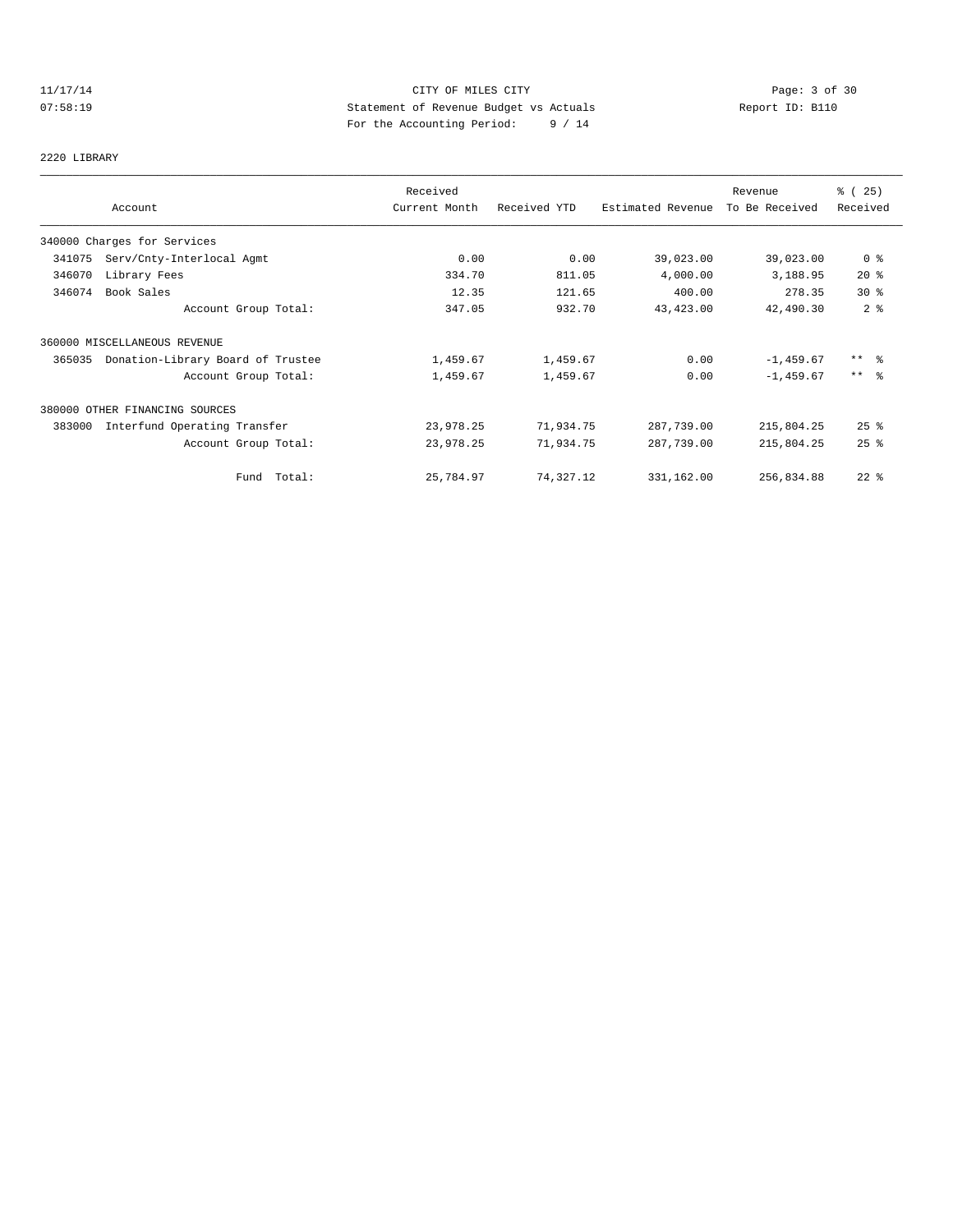CITY OF MILES CITY
Statement of Revenue Budget vs Actuals
For the Accounting Period: 9 / 14

11/17/14
07:58:19

Report ID: B110

## 2220 LIBRARY

| Account | Received Current Month | Received YTD | Estimated Revenue | Revenue To Be Received | % ( 25) Received |
|---|---|---|---|---|---|
| 340000 Charges for Services | | | | | |
| 341075 Serv/Cnty-Interlocal Agmt | 0.00 | 0.00 | 39,023.00 | 39,023.00 | 0 % |
| 346070 Library Fees | 334.70 | 811.05 | 4,000.00 | 3,188.95 | 20 % |
| 346074 Book Sales | 12.35 | 121.65 | 400.00 | 278.35 | 30 % |
| Account Group Total: | 347.05 | 932.70 | 43,423.00 | 42,490.30 | 2 % |
| 360000 MISCELLANEOUS REVENUE | | | | | |
| 365035 Donation-Library Board of Trustee | 1,459.67 | 1,459.67 | 0.00 | -1,459.67 | ** % |
| Account Group Total: | 1,459.67 | 1,459.67 | 0.00 | -1,459.67 | ** % |
| 380000 OTHER FINANCING SOURCES | | | | | |
| 383000 Interfund Operating Transfer | 23,978.25 | 71,934.75 | 287,739.00 | 215,804.25 | 25 % |
| Account Group Total: | 23,978.25 | 71,934.75 | 287,739.00 | 215,804.25 | 25 % |
| Fund Total: | 25,784.97 | 74,327.12 | 331,162.00 | 256,834.88 | 22 % |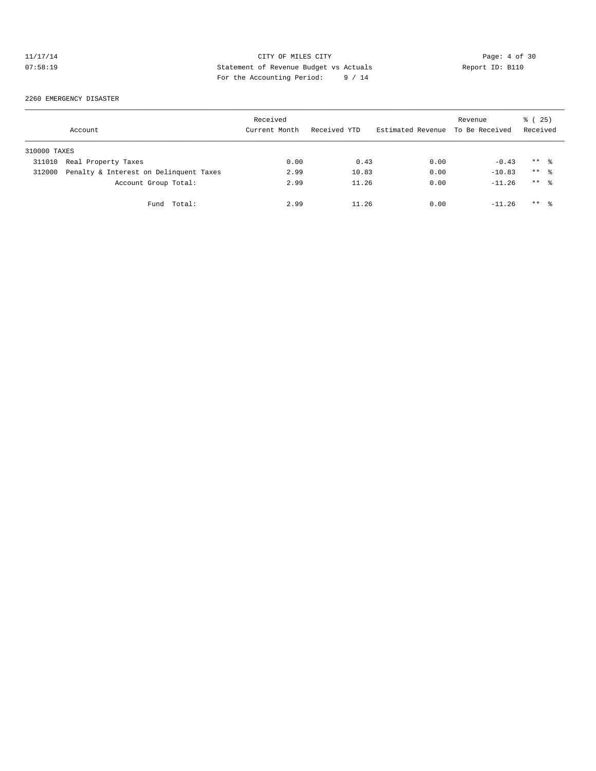CITY OF MILES CITY
Statement of Revenue Budget vs Actuals
For the Accounting Period: 9 / 14

2260 EMERGENCY DISASTER

| Account | | Received Current Month | Received YTD | Estimated Revenue | Revenue To Be Received | % ( 25) Received |
|---|---|---|---|---|---|---|
| 310000 TAXES | | | | | | |
| 311010 | Real Property Taxes | 0.00 | 0.43 | 0.00 | -0.43 | ** % |
| 312000 | Penalty & Interest on Delinquent Taxes | 2.99 | 10.83 | 0.00 | -10.83 | ** % |
| | Account Group Total: | 2.99 | 11.26 | 0.00 | -11.26 | ** % |
| | Fund Total: | 2.99 | 11.26 | 0.00 | -11.26 | ** % |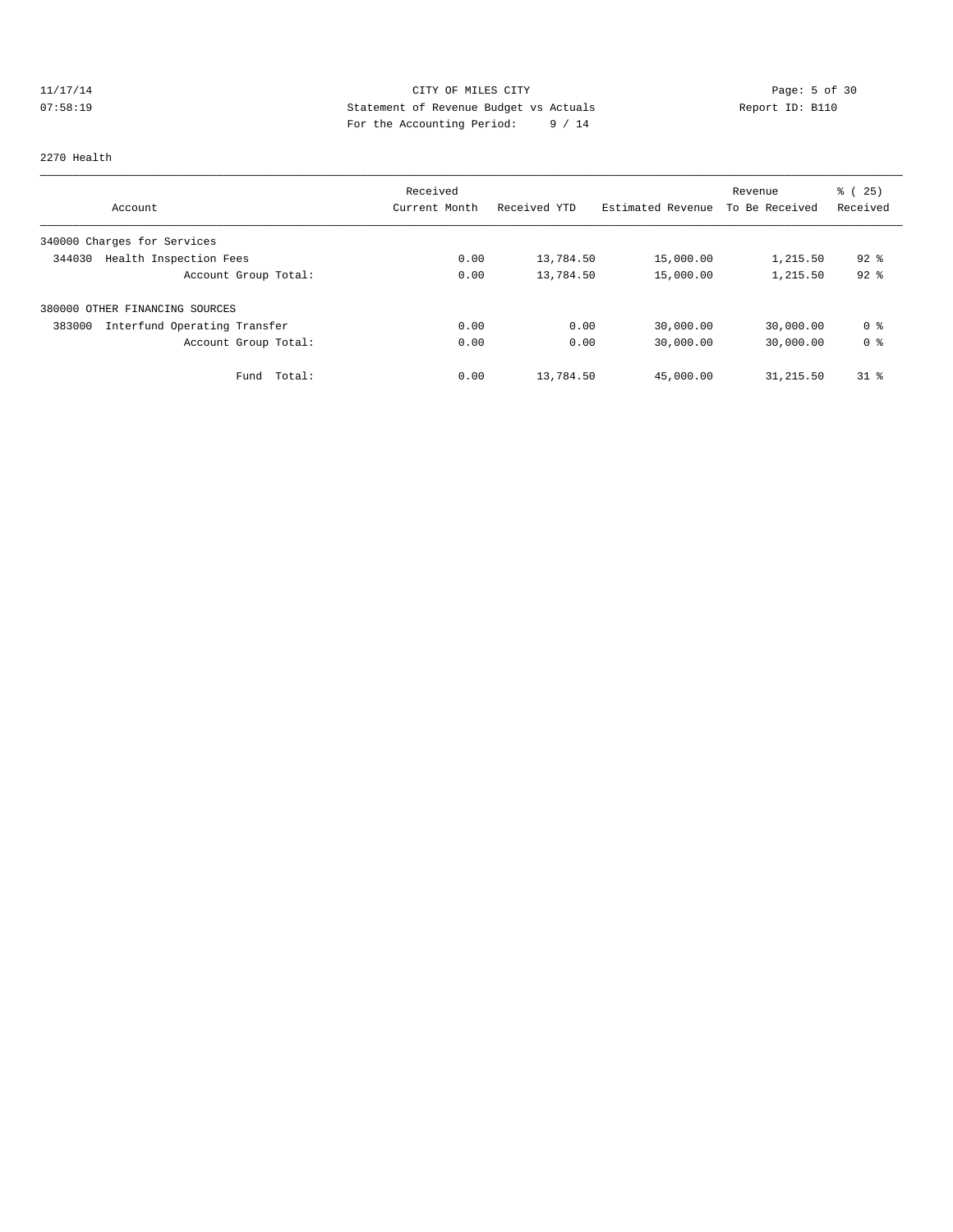CITY OF MILES CITY
Statement of Revenue Budget vs Actuals
For the Accounting Period: 9 / 14

11/17/14
07:58:19

Report ID: B110

2270 Health

| Account | Received Current Month | Received YTD | Estimated Revenue | Revenue To Be Received | % ( 25) Received |
|---|---|---|---|---|---|
| 340000 Charges for Services | | | | | |
| 344030 Health Inspection Fees | 0.00 | 13,784.50 | 15,000.00 | 1,215.50 | 92 % |
| Account Group Total: | 0.00 | 13,784.50 | 15,000.00 | 1,215.50 | 92 % |
| 380000 OTHER FINANCING SOURCES | | | | | |
| 383000 Interfund Operating Transfer | 0.00 | 0.00 | 30,000.00 | 30,000.00 | 0 % |
| Account Group Total: | 0.00 | 0.00 | 30,000.00 | 30,000.00 | 0 % |
| Fund Total: | 0.00 | 13,784.50 | 45,000.00 | 31,215.50 | 31 % |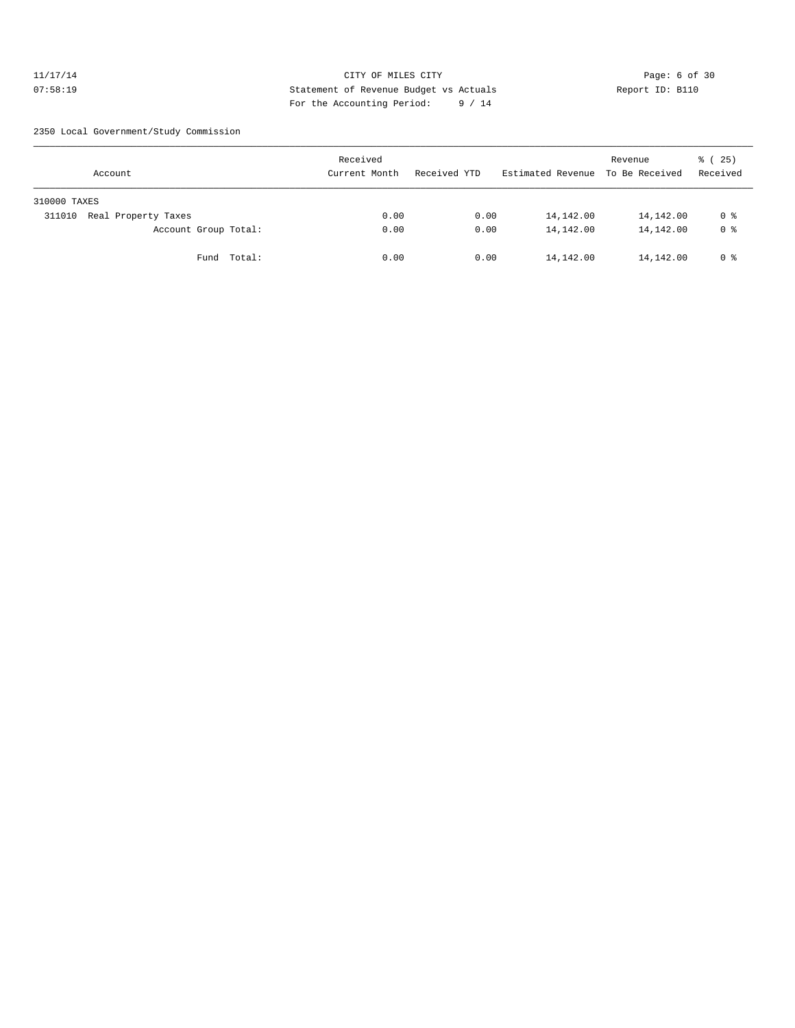CITY OF MILES CITY
Statement of Revenue Budget vs Actuals
For the Accounting Period: 9 / 14

11/17/14
07:58:19

Report ID: B110

2350 Local Government/Study Commission

| Account | Received Current Month | Received YTD | Estimated Revenue | Revenue To Be Received | % ( 25) Received |
|---|---|---|---|---|---|
| 310000 TAXES | | | | | |
| 311010 Real Property Taxes | 0.00 | 0.00 | 14,142.00 | 14,142.00 | 0 % |
| Account Group Total: | 0.00 | 0.00 | 14,142.00 | 14,142.00 | 0 % |
| Fund Total: | 0.00 | 0.00 | 14,142.00 | 14,142.00 | 0 % |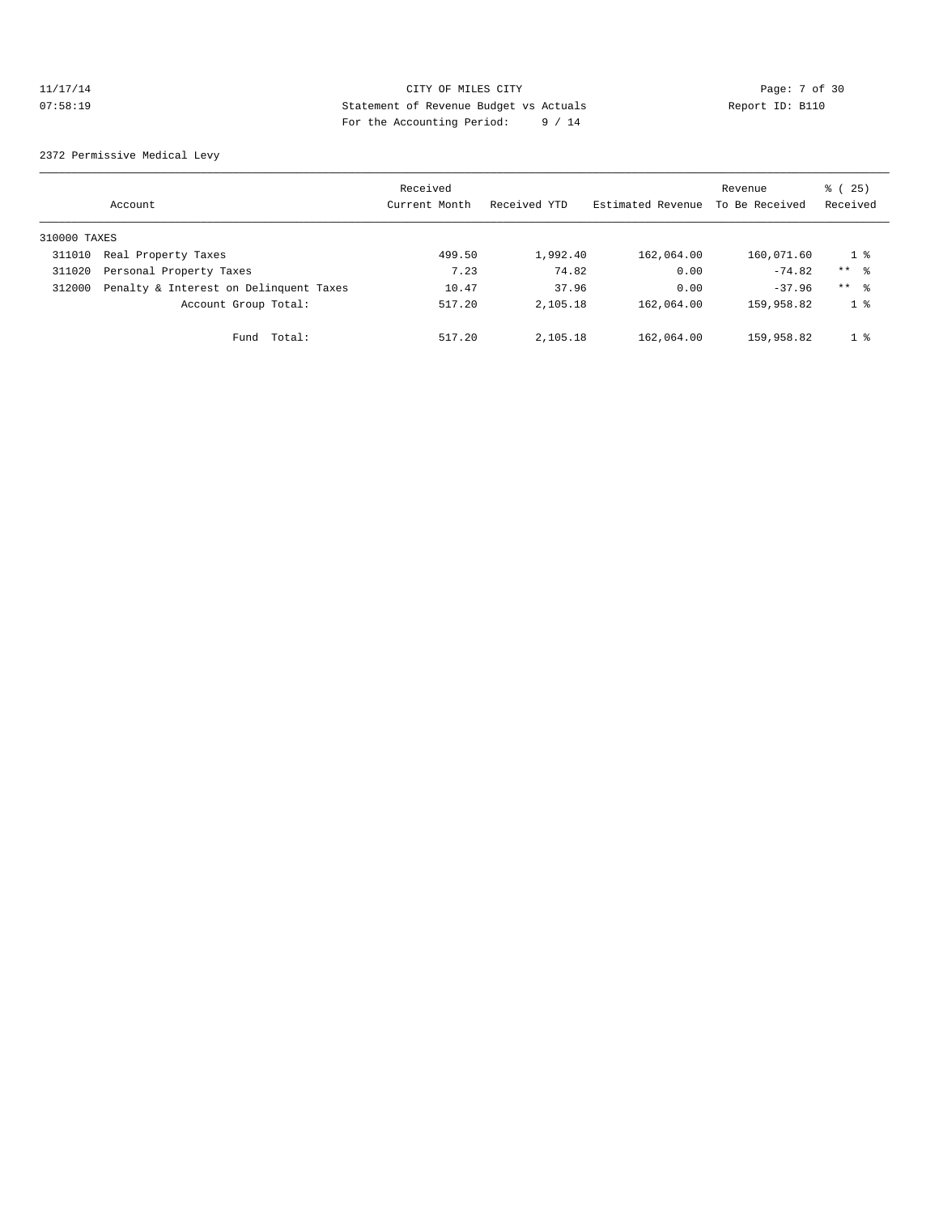CITY OF MILES CITY
Statement of Revenue Budget vs Actuals
For the Accounting Period: 9 / 14

11/17/14
07:58:19

Report ID: B110

2372 Permissive Medical Levy

| | Account | Received Current Month | Received YTD | Estimated Revenue | Revenue To Be Received | % ( 25) Received |
|---|---|---|---|---|---|---|
| 310000 TAXES | | | | | | |
| 311010 | Real Property Taxes | 499.50 | 1,992.40 | 162,064.00 | 160,071.60 | 1 % |
| 311020 | Personal Property Taxes | 7.23 | 74.82 | 0.00 | -74.82 | ** % |
| 312000 | Penalty & Interest on Delinquent Taxes | 10.47 | 37.96 | 0.00 | -37.96 | ** % |
| | Account Group Total: | 517.20 | 2,105.18 | 162,064.00 | 159,958.82 | 1 % |
| | Fund Total: | 517.20 | 2,105.18 | 162,064.00 | 159,958.82 | 1 % |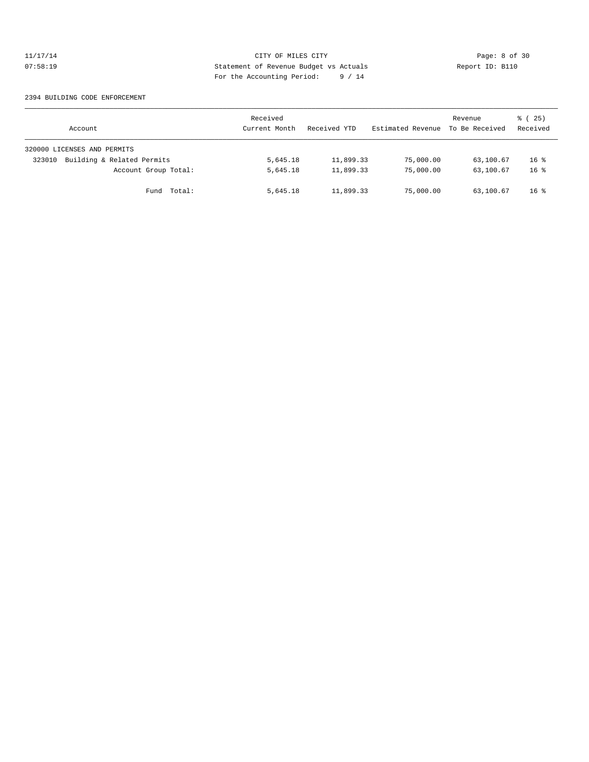CITY OF MILES CITY
Statement of Revenue Budget vs Actuals
For the Accounting Period: 9 / 14

11/17/14
07:58:19

Report ID: B110

2394 BUILDING CODE ENFORCEMENT

| Account | Received Current Month | Received YTD | Estimated Revenue | Revenue To Be Received | % ( 25) Received |
|---|---|---|---|---|---|
| 320000 LICENSES AND PERMITS | | | | | |
| 323010 Building & Related Permits | 5,645.18 | 11,899.33 | 75,000.00 | 63,100.67 | 16 % |
| Account Group Total: | 5,645.18 | 11,899.33 | 75,000.00 | 63,100.67 | 16 % |
| Fund Total: | 5,645.18 | 11,899.33 | 75,000.00 | 63,100.67 | 16 % |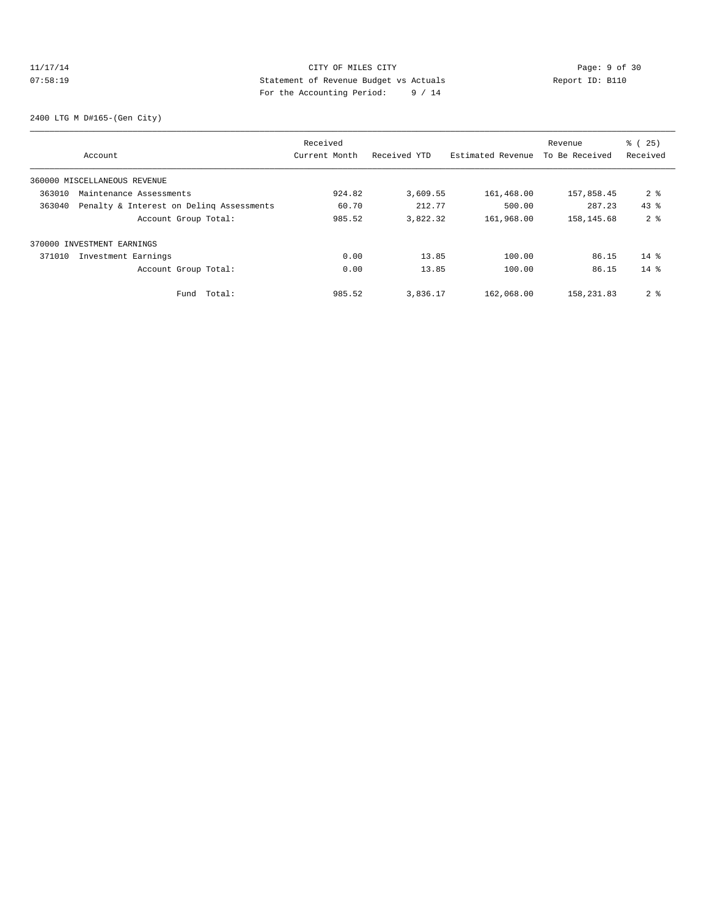CITY OF MILES CITY
Statement of Revenue Budget vs Actuals
For the Accounting Period: 9 / 14

2400 LTG M D#165-(Gen City)

| Account | Received Current Month | Received YTD | Estimated Revenue | Revenue To Be Received | % ( 25) Received |
|---|---|---|---|---|---|
| 360000 MISCELLANEOUS REVENUE | | | | | |
| 363010 Maintenance Assessments | 924.82 | 3,609.55 | 161,468.00 | 157,858.45 | 2 % |
| 363040 Penalty & Interest on Delinq Assessments | 60.70 | 212.77 | 500.00 | 287.23 | 43 % |
| Account Group Total: | 985.52 | 3,822.32 | 161,968.00 | 158,145.68 | 2 % |
| 370000 INVESTMENT EARNINGS | | | | | |
| 371010 Investment Earnings | 0.00 | 13.85 | 100.00 | 86.15 | 14 % |
| Account Group Total: | 0.00 | 13.85 | 100.00 | 86.15 | 14 % |
| Fund Total: | 985.52 | 3,836.17 | 162,068.00 | 158,231.83 | 2 % |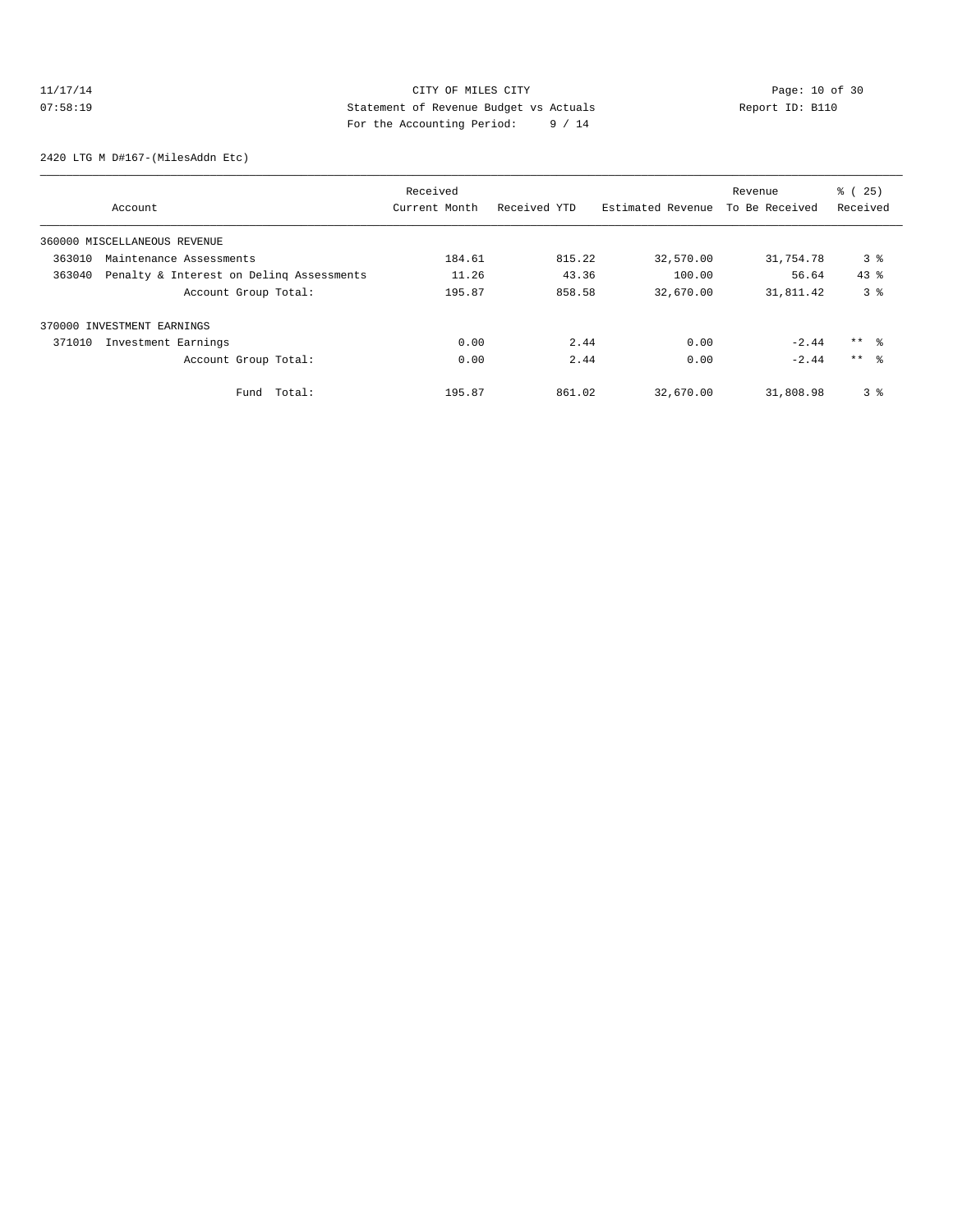CITY OF MILES CITY
Statement of Revenue Budget vs Actuals
For the Accounting Period: 9 / 14

11/17/14
07:58:19

Report ID: B110

2420 LTG M D#167-(MilesAddn Etc)

| Account | Received Current Month | Received YTD | Estimated Revenue | Revenue To Be Received | % ( 25) Received |
|---|---|---|---|---|---|
| 360000 MISCELLANEOUS REVENUE | | | | | |
| 363010 Maintenance Assessments | 184.61 | 815.22 | 32,570.00 | 31,754.78 | 3 % |
| 363040 Penalty & Interest on Delinq Assessments | 11.26 | 43.36 | 100.00 | 56.64 | 43 % |
| Account Group Total: | 195.87 | 858.58 | 32,670.00 | 31,811.42 | 3 % |
| 370000 INVESTMENT EARNINGS | | | | | |
| 371010 Investment Earnings | 0.00 | 2.44 | 0.00 | -2.44 | ** % |
| Account Group Total: | 0.00 | 2.44 | 0.00 | -2.44 | ** % |
| Fund Total: | 195.87 | 861.02 | 32,670.00 | 31,808.98 | 3 % |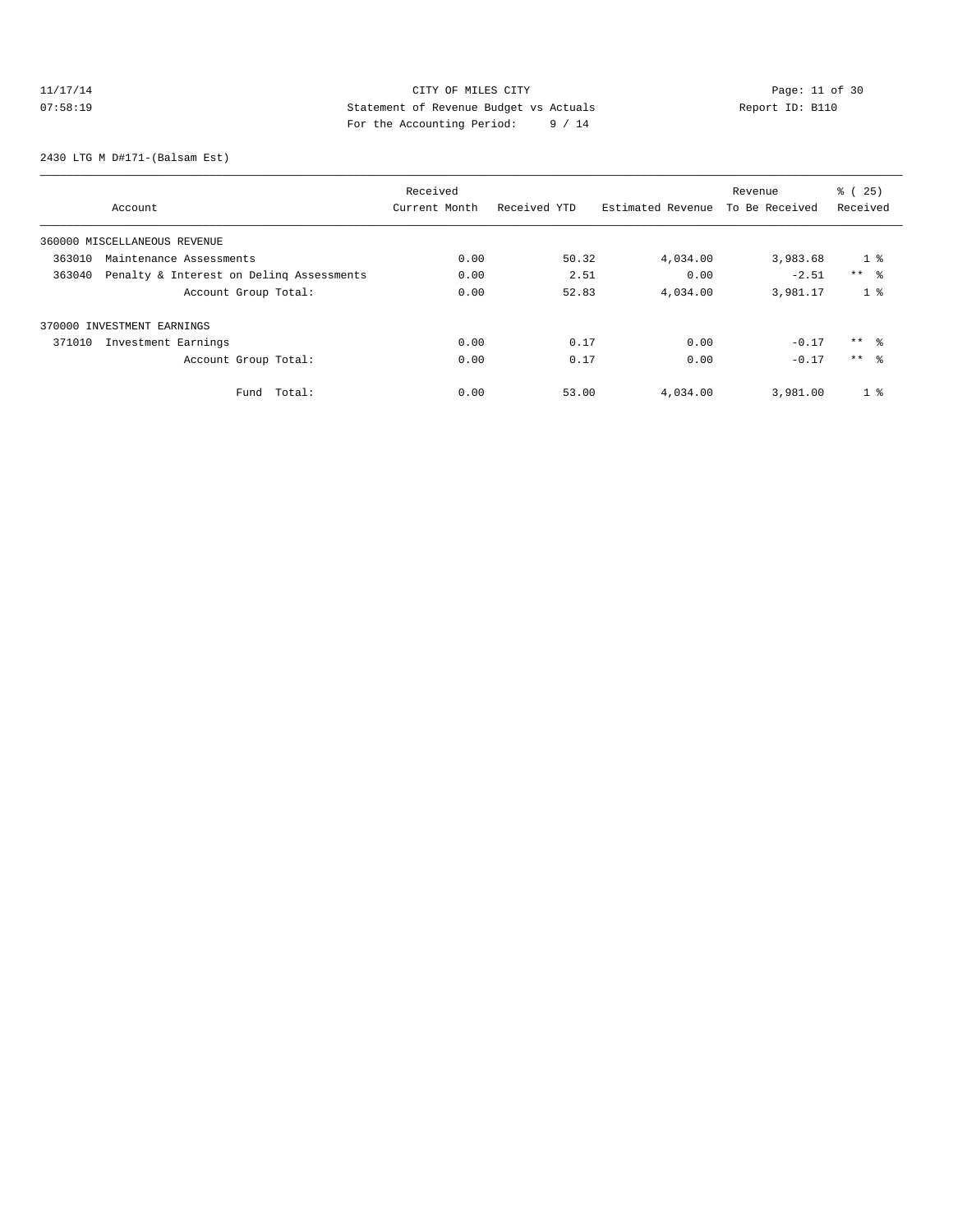CITY OF MILES CITY
Statement of Revenue Budget vs Actuals
For the Accounting Period: 9 / 14

2430 LTG M D#171-(Balsam Est)

| Account | Received Current Month | Received YTD | Estimated Revenue | Revenue To Be Received | % ( 25) Received |
|---|---|---|---|---|---|
| 360000 MISCELLANEOUS REVENUE | | | | | |
| 363010 Maintenance Assessments | 0.00 | 50.32 | 4,034.00 | 3,983.68 | 1 % |
| 363040 Penalty & Interest on Delinq Assessments | 0.00 | 2.51 | 0.00 | -2.51 | ** % |
| Account Group Total: | 0.00 | 52.83 | 4,034.00 | 3,981.17 | 1 % |
| 370000 INVESTMENT EARNINGS | | | | | |
| 371010 Investment Earnings | 0.00 | 0.17 | 0.00 | -0.17 | ** % |
| Account Group Total: | 0.00 | 0.17 | 0.00 | -0.17 | ** % |
| Fund Total: | 0.00 | 53.00 | 4,034.00 | 3,981.00 | 1 % |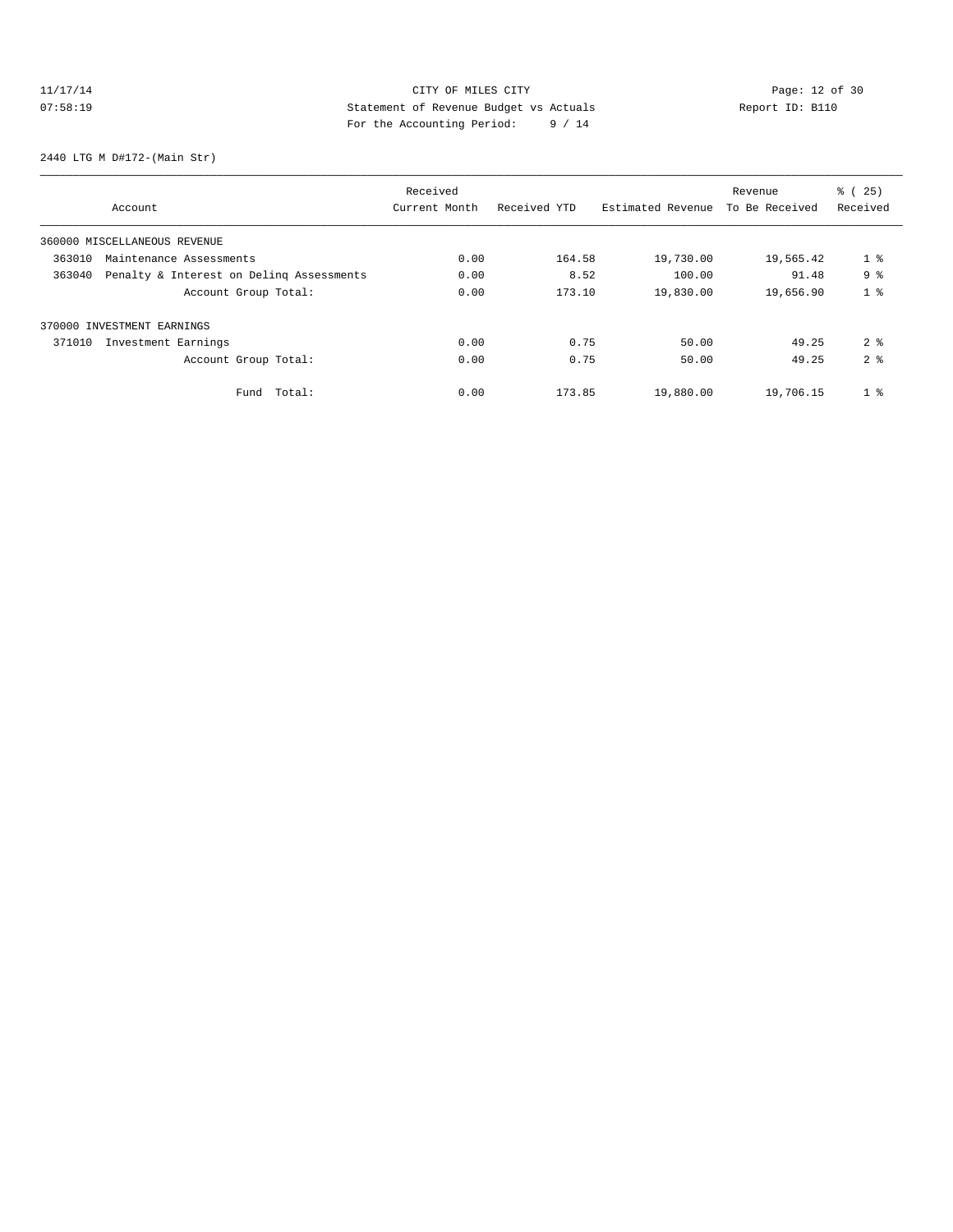11/17/14 CITY OF MILES CITY
07:58:19 Statement of Revenue Budget vs Actuals Report ID: B110
For the Accounting Period: 9 / 14

2440 LTG M D#172-(Main Str)

| Account | Received Current Month | Received YTD | Estimated Revenue | Revenue To Be Received | % ( 25) Received |
|---|---|---|---|---|---|
| 360000 MISCELLANEOUS REVENUE | | | | | |
| 363010 Maintenance Assessments | 0.00 | 164.58 | 19,730.00 | 19,565.42 | 1 % |
| 363040 Penalty & Interest on Delinq Assessments | 0.00 | 8.52 | 100.00 | 91.48 | 9 % |
| Account Group Total: | 0.00 | 173.10 | 19,830.00 | 19,656.90 | 1 % |
| 370000 INVESTMENT EARNINGS | | | | | |
| 371010 Investment Earnings | 0.00 | 0.75 | 50.00 | 49.25 | 2 % |
| Account Group Total: | 0.00 | 0.75 | 50.00 | 49.25 | 2 % |
| Fund Total: | 0.00 | 173.85 | 19,880.00 | 19,706.15 | 1 % |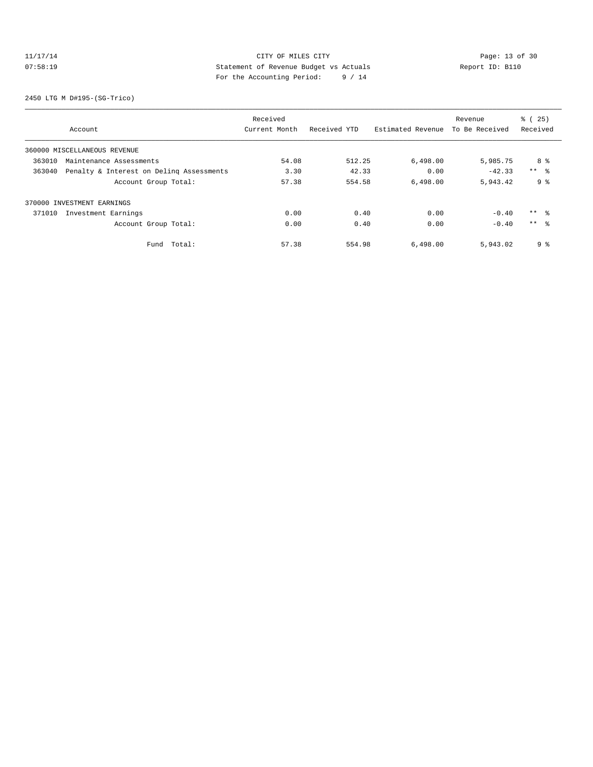CITY OF MILES CITY
Statement of Revenue Budget vs Actuals
For the Accounting Period: 9 / 14

11/17/14
07:58:19

Report ID: B110

2450 LTG M D#195-(SG-Trico)

| Account | Received Current Month | Received YTD | Estimated Revenue | Revenue To Be Received | % ( 25) Received |
|---|---|---|---|---|---|
| 360000 MISCELLANEOUS REVENUE | | | | | |
| 363010 Maintenance Assessments | 54.08 | 512.25 | 6,498.00 | 5,985.75 | 8 % |
| 363040 Penalty & Interest on Delinq Assessments | 3.30 | 42.33 | 0.00 | -42.33 | ** % |
| Account Group Total: | 57.38 | 554.58 | 6,498.00 | 5,943.42 | 9 % |
| 370000 INVESTMENT EARNINGS | | | | | |
| 371010 Investment Earnings | 0.00 | 0.40 | 0.00 | -0.40 | ** % |
| Account Group Total: | 0.00 | 0.40 | 0.00 | -0.40 | ** % |
| Fund Total: | 57.38 | 554.98 | 6,498.00 | 5,943.02 | 9 % |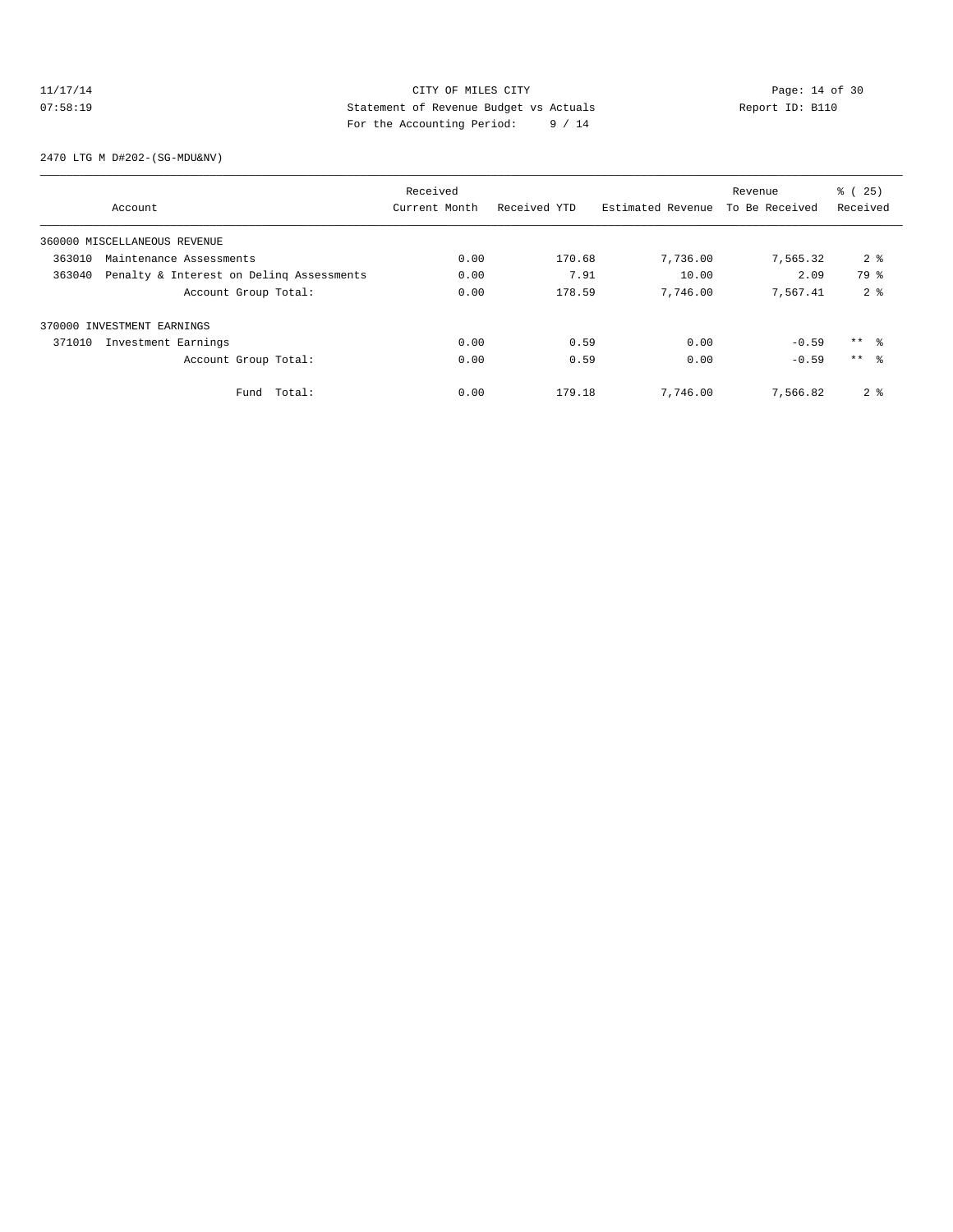CITY OF MILES CITY

Statement of Revenue Budget vs Actuals

For the Accounting Period: 9 / 14

11/17/14
07:58:19

Report ID: B110

2470 LTG M D#202-(SG-MDU&NV)

| Account | Received Current Month | Received YTD | Estimated Revenue | Revenue To Be Received | % ( 25) Received |
|---|---|---|---|---|---|
| 360000 MISCELLANEOUS REVENUE | | | | | |
| 363010 Maintenance Assessments | 0.00 | 170.68 | 7,736.00 | 7,565.32 | 2 % |
| 363040 Penalty & Interest on Delinq Assessments | 0.00 | 7.91 | 10.00 | 2.09 | 79 % |
| Account Group Total: | 0.00 | 178.59 | 7,746.00 | 7,567.41 | 2 % |
| 370000 INVESTMENT EARNINGS | | | | | |
| 371010 Investment Earnings | 0.00 | 0.59 | 0.00 | -0.59 | ** % |
| Account Group Total: | 0.00 | 0.59 | 0.00 | -0.59 | ** % |
| Fund Total: | 0.00 | 179.18 | 7,746.00 | 7,566.82 | 2 % |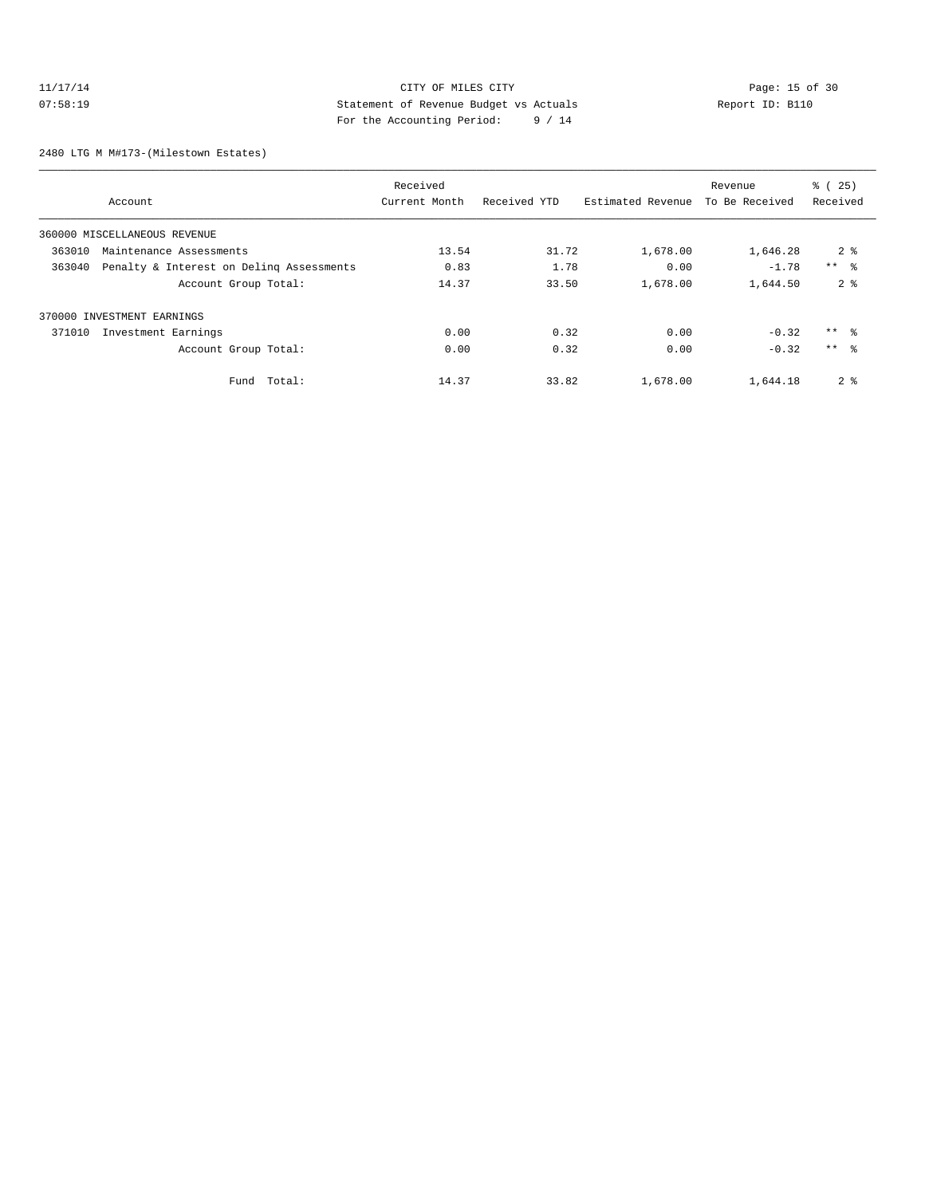CITY OF MILES CITY
Statement of Revenue Budget vs Actuals
For the Accounting Period: 9 / 14

11/17/14
07:58:19

Report ID: B110

2480 LTG M M#173-(Milestown Estates)

| Account | Received Current Month | Received YTD | Estimated Revenue | Revenue To Be Received | % ( 25) Received |
|---|---|---|---|---|---|
| 360000 MISCELLANEOUS REVENUE | | | | | |
| 363010 Maintenance Assessments | 13.54 | 31.72 | 1,678.00 | 1,646.28 | 2 % |
| 363040 Penalty & Interest on Delinq Assessments | 0.83 | 1.78 | 0.00 | -1.78 | ** % |
| Account Group Total: | 14.37 | 33.50 | 1,678.00 | 1,644.50 | 2 % |
| 370000 INVESTMENT EARNINGS | | | | | |
| 371010 Investment Earnings | 0.00 | 0.32 | 0.00 | -0.32 | ** % |
| Account Group Total: | 0.00 | 0.32 | 0.00 | -0.32 | ** % |
| Fund Total: | 14.37 | 33.82 | 1,678.00 | 1,644.18 | 2 % |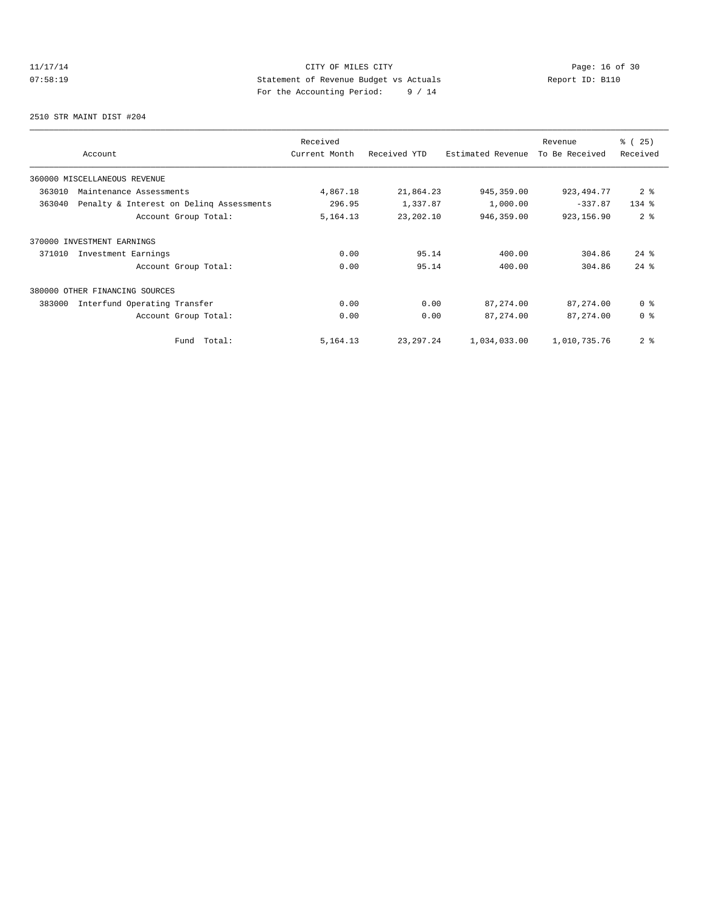CITY OF MILES CITY
Statement of Revenue Budget vs Actuals
For the Accounting Period: 9 / 14

11/17/14
07:58:19

Report ID: B110

2510 STR MAINT DIST #204

| Account | Received Current Month | Received YTD | Estimated Revenue | Revenue To Be Received | % ( 25) Received |
|---|---|---|---|---|---|
| 360000 MISCELLANEOUS REVENUE | | | | | |
| 363010 Maintenance Assessments | 4,867.18 | 21,864.23 | 945,359.00 | 923,494.77 | 2 % |
| 363040 Penalty & Interest on Delinq Assessments | 296.95 | 1,337.87 | 1,000.00 | -337.87 | 134 % |
| Account Group Total: | 5,164.13 | 23,202.10 | 946,359.00 | 923,156.90 | 2 % |
| 370000 INVESTMENT EARNINGS | | | | | |
| 371010 Investment Earnings | 0.00 | 95.14 | 400.00 | 304.86 | 24 % |
| Account Group Total: | 0.00 | 95.14 | 400.00 | 304.86 | 24 % |
| 380000 OTHER FINANCING SOURCES | | | | | |
| 383000 Interfund Operating Transfer | 0.00 | 0.00 | 87,274.00 | 87,274.00 | 0 % |
| Account Group Total: | 0.00 | 0.00 | 87,274.00 | 87,274.00 | 0 % |
| Fund Total: | 5,164.13 | 23,297.24 | 1,034,033.00 | 1,010,735.76 | 2 % |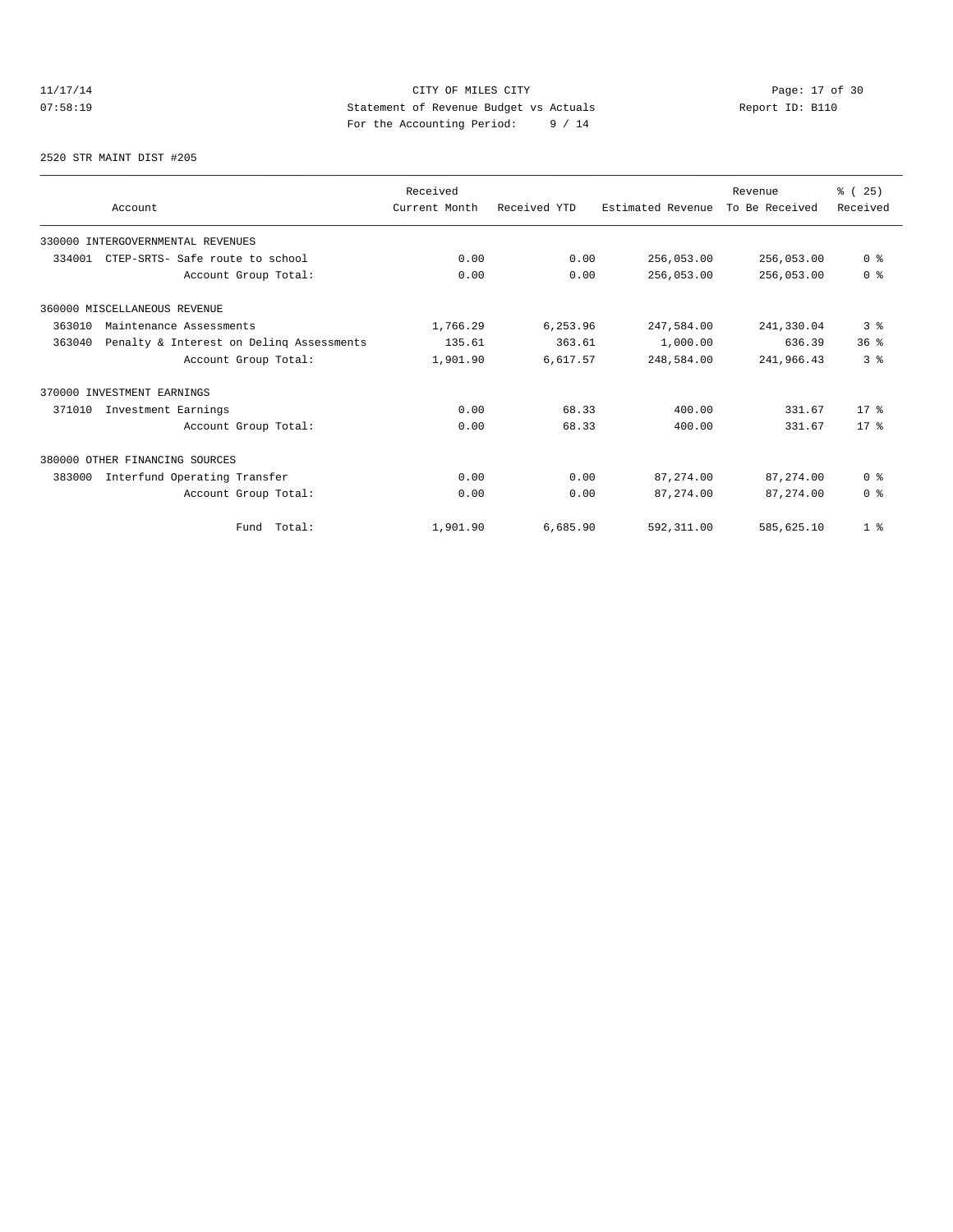CITY OF MILES CITY

Statement of Revenue Budget vs Actuals

For the Accounting Period: 9 / 14

11/17/14
07:58:19

Report ID: B110

2520 STR MAINT DIST #205

| Account | Received Current Month | Received YTD | Estimated Revenue | Revenue To Be Received | % ( 25) Received |
|---|---|---|---|---|---|
| 330000 INTERGOVERNMENTAL REVENUES | | | | | |
| 334001 CTEP-SRTS- Safe route to school | 0.00 | 0.00 | 256,053.00 | 256,053.00 | 0 % |
| Account Group Total: | 0.00 | 0.00 | 256,053.00 | 256,053.00 | 0 % |
| 360000 MISCELLANEOUS REVENUE | | | | | |
| 363010 Maintenance Assessments | 1,766.29 | 6,253.96 | 247,584.00 | 241,330.04 | 3 % |
| 363040 Penalty & Interest on Delinq Assessments | 135.61 | 363.61 | 1,000.00 | 636.39 | 36 % |
| Account Group Total: | 1,901.90 | 6,617.57 | 248,584.00 | 241,966.43 | 3 % |
| 370000 INVESTMENT EARNINGS | | | | | |
| 371010 Investment Earnings | 0.00 | 68.33 | 400.00 | 331.67 | 17 % |
| Account Group Total: | 0.00 | 68.33 | 400.00 | 331.67 | 17 % |
| 380000 OTHER FINANCING SOURCES | | | | | |
| 383000 Interfund Operating Transfer | 0.00 | 0.00 | 87,274.00 | 87,274.00 | 0 % |
| Account Group Total: | 0.00 | 0.00 | 87,274.00 | 87,274.00 | 0 % |
| Fund Total: | 1,901.90 | 6,685.90 | 592,311.00 | 585,625.10 | 1 % |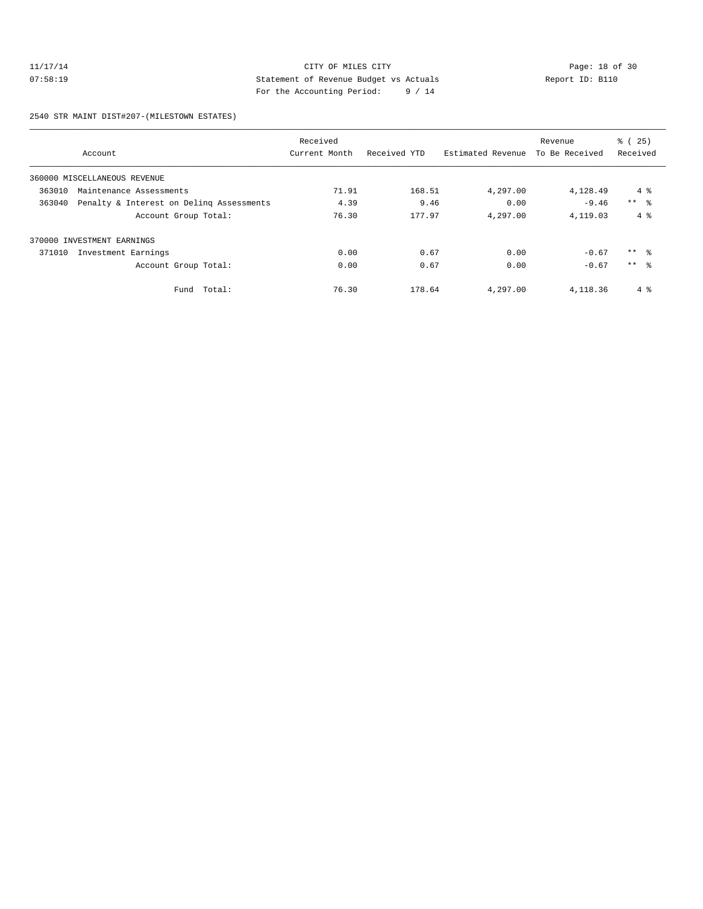CITY OF MILES CITY
Statement of Revenue Budget vs Actuals
For the Accounting Period: 9 / 14

11/17/14
07:58:19

Report ID: B110

2540 STR MAINT DIST#207-(MILESTOWN ESTATES)

| Account | Received Current Month | Received YTD | Estimated Revenue | Revenue To Be Received | % ( 25) Received |
|---|---|---|---|---|---|
| 360000 MISCELLANEOUS REVENUE | | | | | |
| 363010 Maintenance Assessments | 71.91 | 168.51 | 4,297.00 | 4,128.49 | 4 % |
| 363040 Penalty & Interest on Delinq Assessments | 4.39 | 9.46 | 0.00 | -9.46 | ** % |
| Account Group Total: | 76.30 | 177.97 | 4,297.00 | 4,119.03 | 4 % |
| 370000 INVESTMENT EARNINGS | | | | | |
| 371010 Investment Earnings | 0.00 | 0.67 | 0.00 | -0.67 | ** % |
| Account Group Total: | 0.00 | 0.67 | 0.00 | -0.67 | ** % |
| Fund Total: | 76.30 | 178.64 | 4,297.00 | 4,118.36 | 4 % |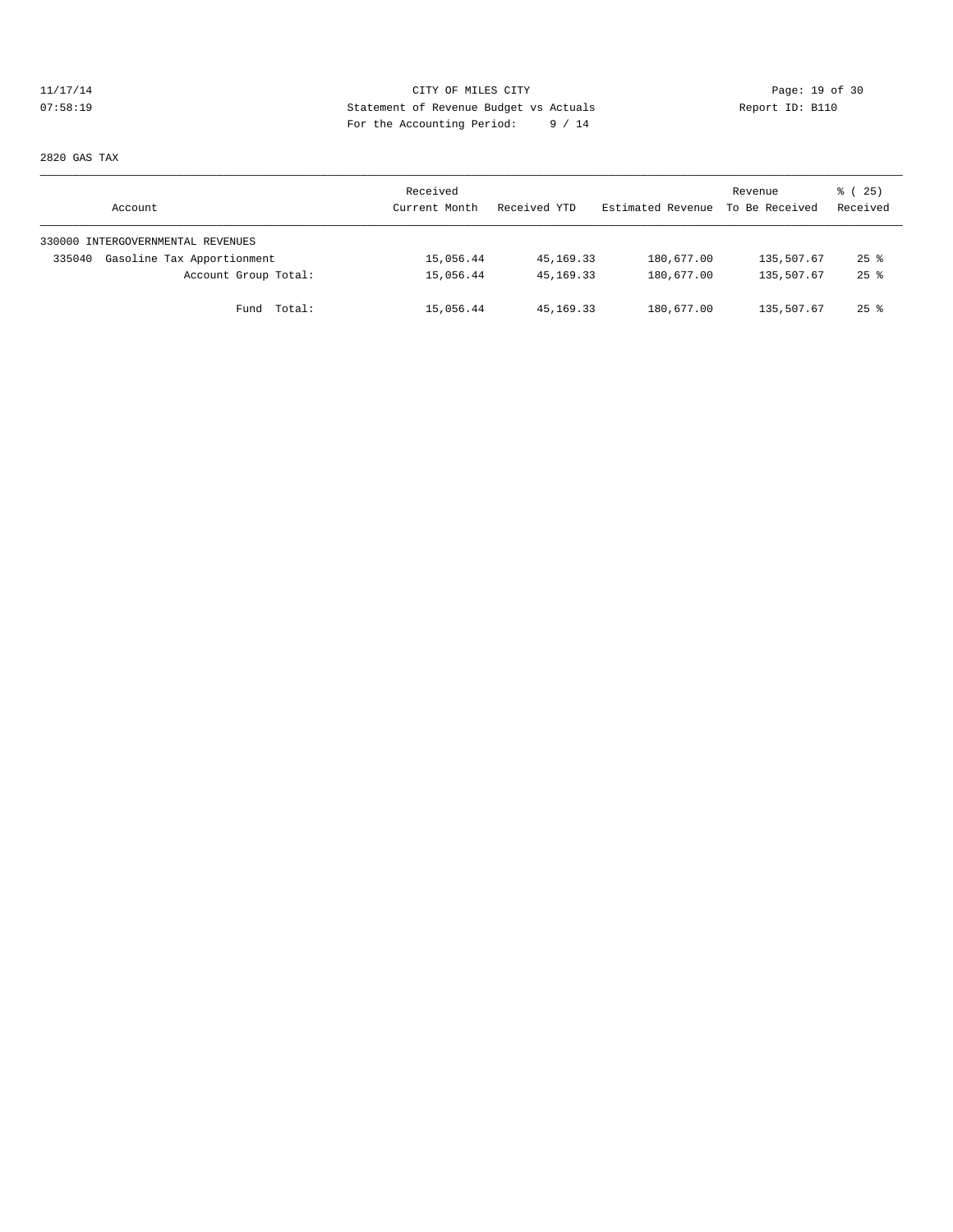CITY OF MILES CITY
Statement of Revenue Budget vs Actuals
For the Accounting Period: 9 / 14

11/17/14
07:58:19

Report ID: B110

2820 GAS TAX

| Account | Received Current Month | Received YTD | Estimated Revenue | Revenue To Be Received | % ( 25) Received |
|---|---|---|---|---|---|
| 330000 INTERGOVERNMENTAL REVENUES | | | | | |
| 335040 Gasoline Tax Apportionment | 15,056.44 | 45,169.33 | 180,677.00 | 135,507.67 | 25 % |
| Account Group Total: | 15,056.44 | 45,169.33 | 180,677.00 | 135,507.67 | 25 % |
| Fund Total: | 15,056.44 | 45,169.33 | 180,677.00 | 135,507.67 | 25 % |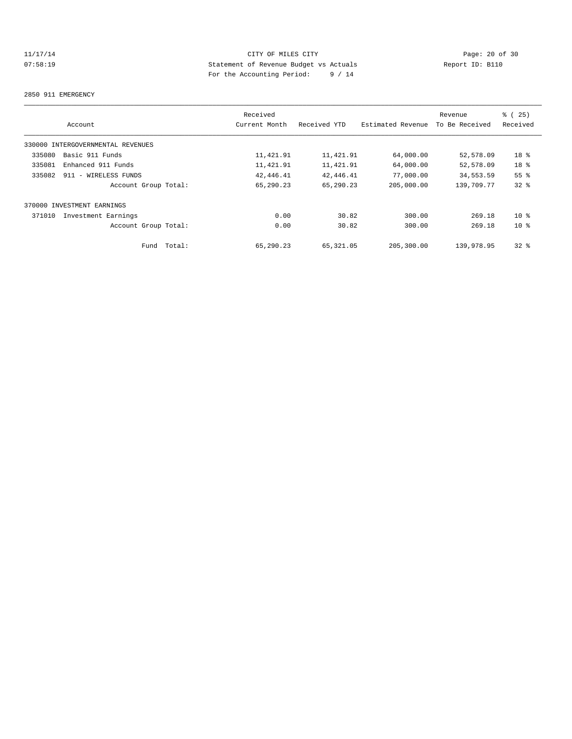CITY OF MILES CITY

Statement of Revenue Budget vs Actuals

For the Accounting Period: 9 / 14

11/17/14
07:58:19

Report ID: B110

2850 911 EMERGENCY

| Account | Received Current Month | Received YTD | Estimated Revenue | Revenue To Be Received | % ( 25) Received |
|---|---|---|---|---|---|
| 330000 INTERGOVERNMENTAL REVENUES | | | | | |
| 335080 Basic 911 Funds | 11,421.91 | 11,421.91 | 64,000.00 | 52,578.09 | 18 % |
| 335081 Enhanced 911 Funds | 11,421.91 | 11,421.91 | 64,000.00 | 52,578.09 | 18 % |
| 335082 911 - WIRELESS FUNDS | 42,446.41 | 42,446.41 | 77,000.00 | 34,553.59 | 55 % |
| Account Group Total: | 65,290.23 | 65,290.23 | 205,000.00 | 139,709.77 | 32 % |
| 370000 INVESTMENT EARNINGS | | | | | |
| 371010 Investment Earnings | 0.00 | 30.82 | 300.00 | 269.18 | 10 % |
| Account Group Total: | 0.00 | 30.82 | 300.00 | 269.18 | 10 % |
| Fund Total: | 65,290.23 | 65,321.05 | 205,300.00 | 139,978.95 | 32 % |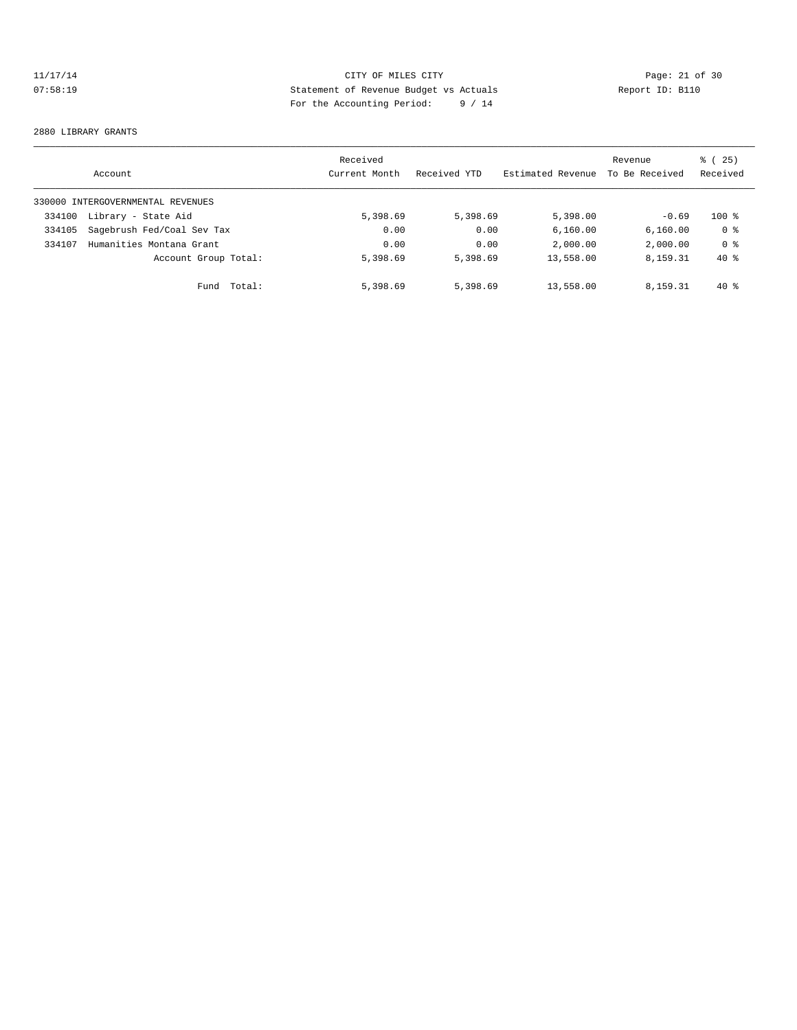CITY OF MILES CITY
Statement of Revenue Budget vs Actuals
For the Accounting Period: 9 / 14

11/17/14
07:58:19

Report ID: B110

2880 LIBRARY GRANTS

| Account | Received Current Month | Received YTD | Estimated Revenue | Revenue To Be Received | % ( 25) Received |
|---|---|---|---|---|---|
| 330000 INTERGOVERNMENTAL REVENUES | | | | | |
| 334100 Library - State Aid | 5,398.69 | 5,398.69 | 5,398.00 | -0.69 | 100 % |
| 334105 Sagebrush Fed/Coal Sev Tax | 0.00 | 0.00 | 6,160.00 | 6,160.00 | 0 % |
| 334107 Humanities Montana Grant | 0.00 | 0.00 | 2,000.00 | 2,000.00 | 0 % |
| Account Group Total: | 5,398.69 | 5,398.69 | 13,558.00 | 8,159.31 | 40 % |
| Fund Total: | 5,398.69 | 5,398.69 | 13,558.00 | 8,159.31 | 40 % |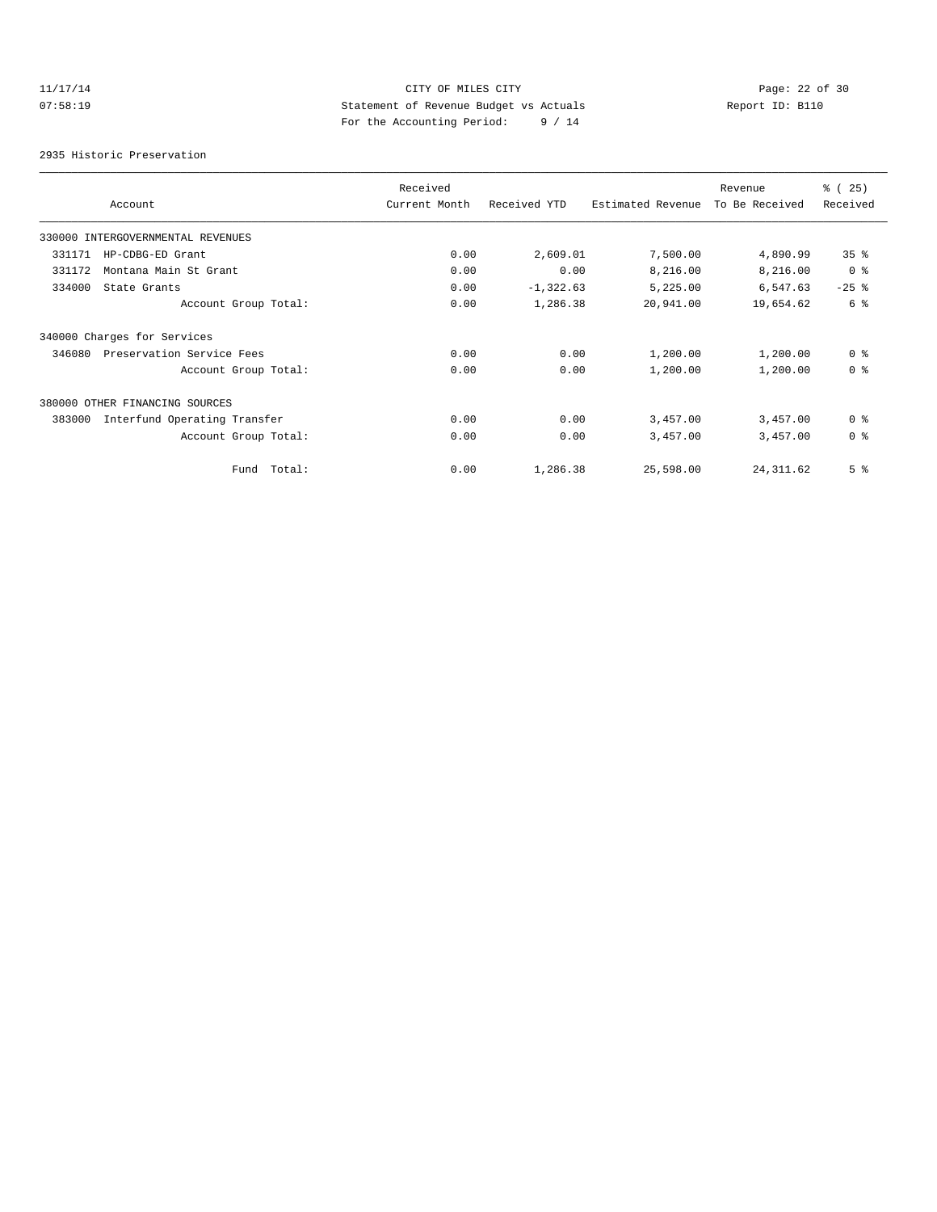CITY OF MILES CITY
Statement of Revenue Budget vs Actuals
For the Accounting Period: 9 / 14

11/17/14
07:58:19

Report ID: B110

2935 Historic Preservation

| Account | Received Current Month | Received YTD | Estimated Revenue | Revenue To Be Received | % ( 25) Received |
|---|---|---|---|---|---|
| 330000 INTERGOVERNMENTAL REVENUES | | | | | |
| 331171 HP-CDBG-ED Grant | 0.00 | 2,609.01 | 7,500.00 | 4,890.99 | 35 % |
| 331172 Montana Main St Grant | 0.00 | 0.00 | 8,216.00 | 8,216.00 | 0 % |
| 334000 State Grants | 0.00 | -1,322.63 | 5,225.00 | 6,547.63 | -25 % |
| Account Group Total: | 0.00 | 1,286.38 | 20,941.00 | 19,654.62 | 6 % |
| 340000 Charges for Services | | | | | |
| 346080 Preservation Service Fees | 0.00 | 0.00 | 1,200.00 | 1,200.00 | 0 % |
| Account Group Total: | 0.00 | 0.00 | 1,200.00 | 1,200.00 | 0 % |
| 380000 OTHER FINANCING SOURCES | | | | | |
| 383000 Interfund Operating Transfer | 0.00 | 0.00 | 3,457.00 | 3,457.00 | 0 % |
| Account Group Total: | 0.00 | 0.00 | 3,457.00 | 3,457.00 | 0 % |
| Fund Total: | 0.00 | 1,286.38 | 25,598.00 | 24,311.62 | 5 % |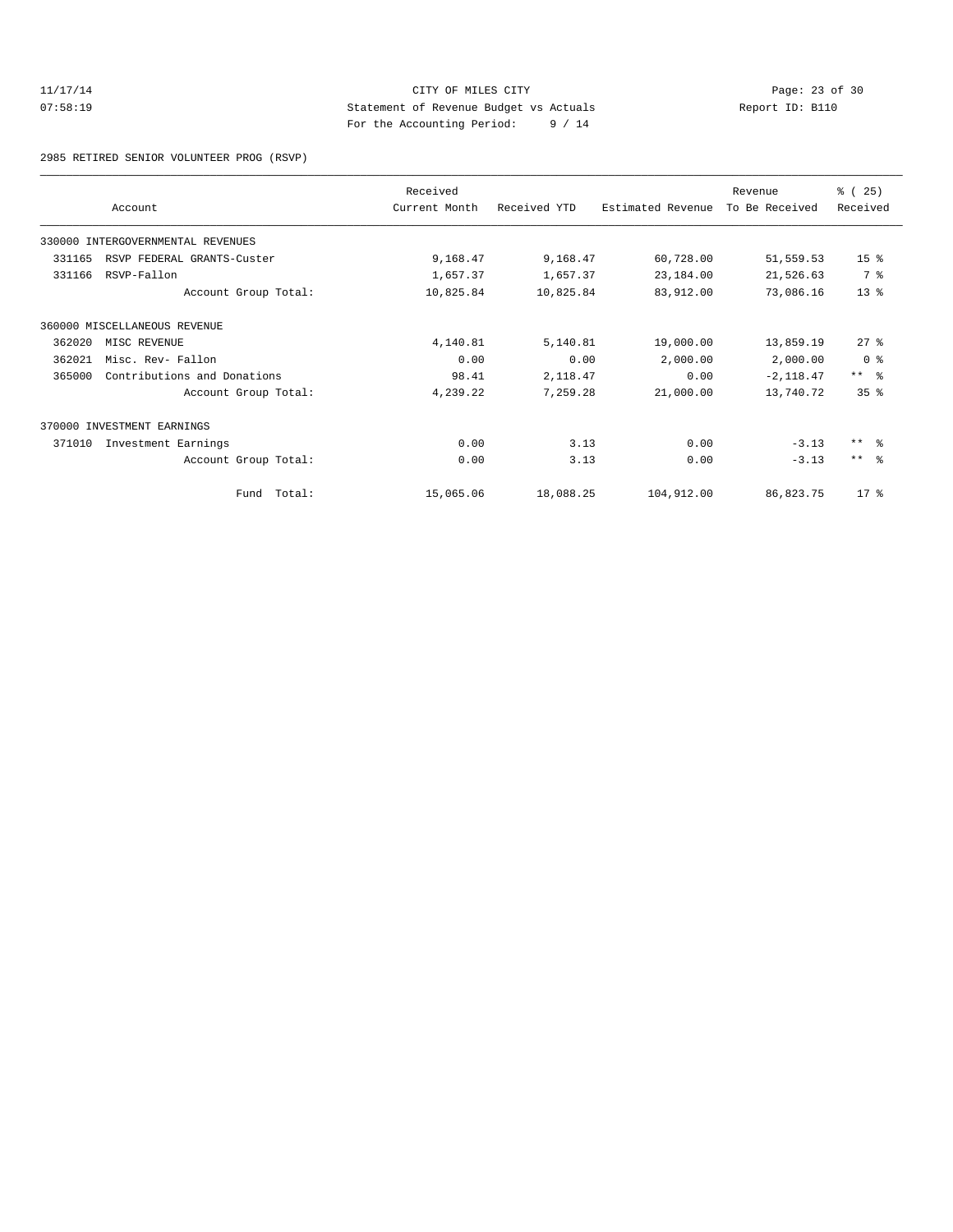CITY OF MILES CITY
Statement of Revenue Budget vs Actuals
For the Accounting Period: 9 / 14

11/17/14
07:58:19

Report ID: B110

2985 RETIRED SENIOR VOLUNTEER PROG (RSVP)

| Account | Received Current Month | Received YTD | Estimated Revenue | Revenue To Be Received | % ( 25) Received |
|---|---|---|---|---|---|
| 330000 INTERGOVERNMENTAL REVENUES | | | | | |
| 331165 RSVP FEDERAL GRANTS-Custer | 9,168.47 | 9,168.47 | 60,728.00 | 51,559.53 | 15 % |
| 331166 RSVP-Fallon | 1,657.37 | 1,657.37 | 23,184.00 | 21,526.63 | 7 % |
| Account Group Total: | 10,825.84 | 10,825.84 | 83,912.00 | 73,086.16 | 13 % |
| 360000 MISCELLANEOUS REVENUE | | | | | |
| 362020 MISC REVENUE | 4,140.81 | 5,140.81 | 19,000.00 | 13,859.19 | 27 % |
| 362021 Misc. Rev- Fallon | 0.00 | 0.00 | 2,000.00 | 2,000.00 | 0 % |
| 365000 Contributions and Donations | 98.41 | 2,118.47 | 0.00 | -2,118.47 | ** % |
| Account Group Total: | 4,239.22 | 7,259.28 | 21,000.00 | 13,740.72 | 35 % |
| 370000 INVESTMENT EARNINGS | | | | | |
| 371010 Investment Earnings | 0.00 | 3.13 | 0.00 | -3.13 | ** % |
| Account Group Total: | 0.00 | 3.13 | 0.00 | -3.13 | ** % |
| Fund Total: | 15,065.06 | 18,088.25 | 104,912.00 | 86,823.75 | 17 % |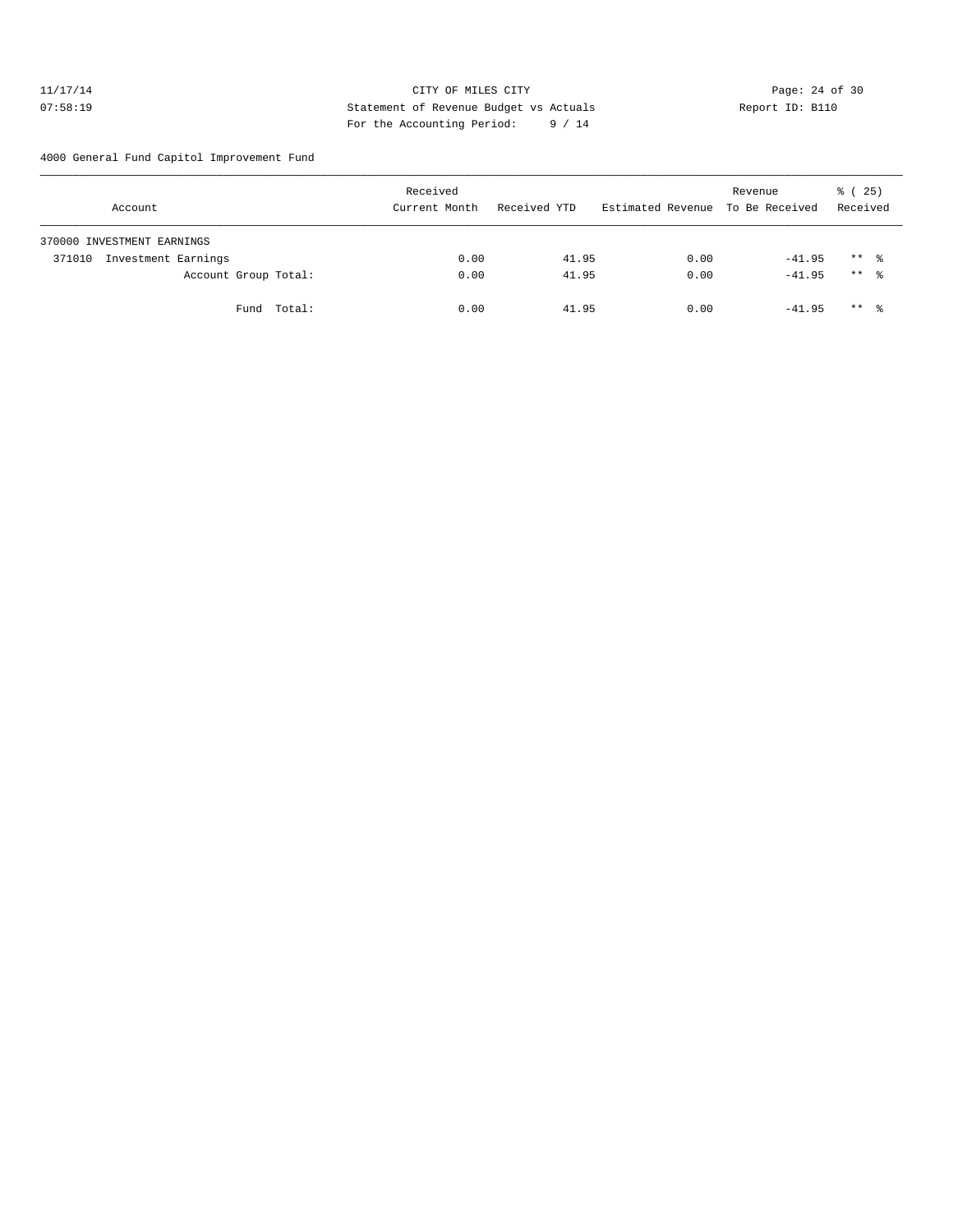CITY OF MILES CITY
Statement of Revenue Budget vs Actuals
For the Accounting Period: 9 / 14

11/17/14
07:58:19

Report ID: B110

4000 General Fund Capitol Improvement Fund

| Account | Received Current Month | Received YTD | Estimated Revenue | Revenue To Be Received | % ( 25) Received |
|---|---|---|---|---|---|
| 370000 INVESTMENT EARNINGS | | | | | |
| 371010 Investment Earnings | 0.00 | 41.95 | 0.00 | -41.95 | ** % |
| Account Group Total: | 0.00 | 41.95 | 0.00 | -41.95 | ** % |
| Fund Total: | 0.00 | 41.95 | 0.00 | -41.95 | ** % |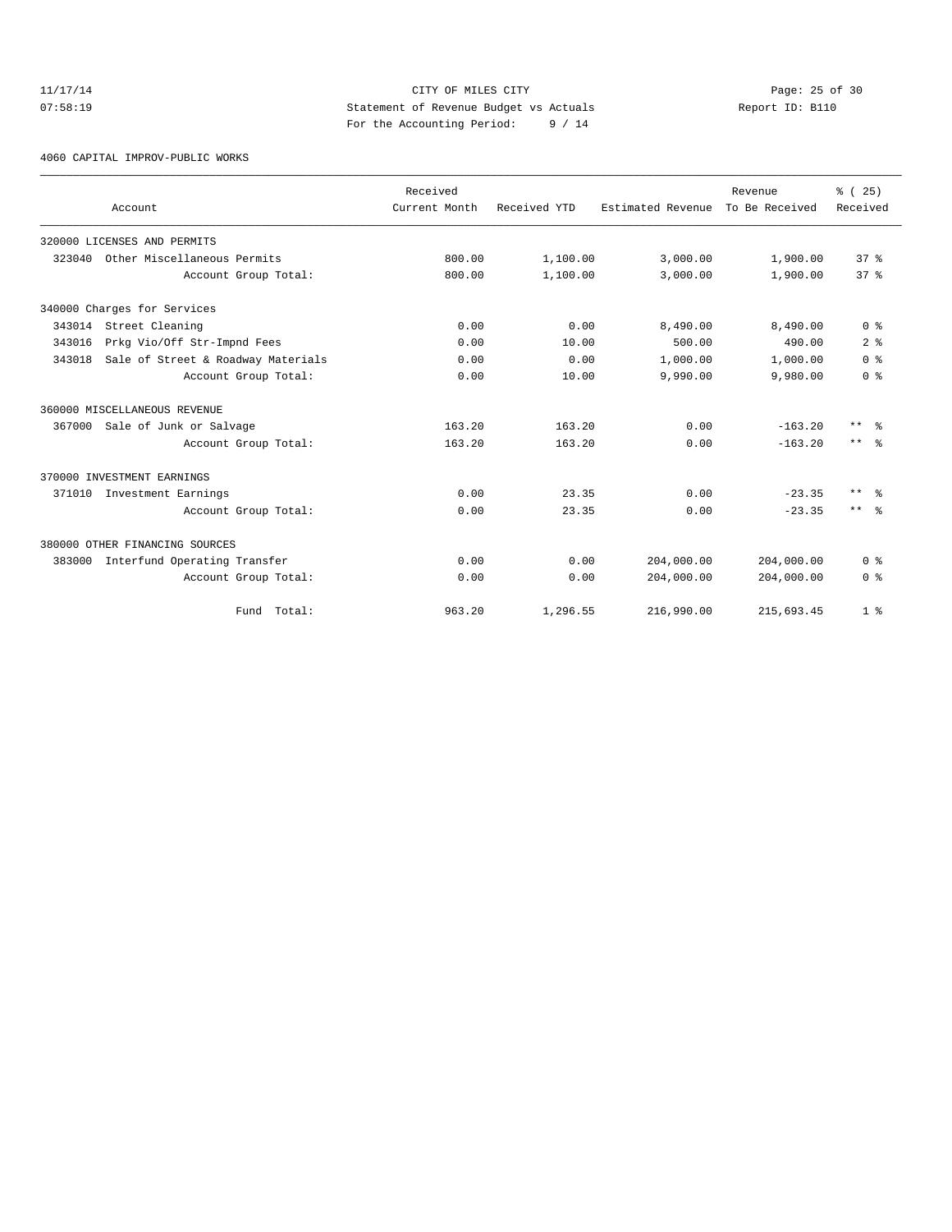11/17/14 CITY OF MILES CITY
07:58:19 Statement of Revenue Budget vs Actuals Report ID: B110
For the Accounting Period: 9 / 14

4060 CAPITAL IMPROV-PUBLIC WORKS

| Account | Received Current Month | Received YTD | Estimated Revenue | Revenue To Be Received | % ( 25) Received |
|---|---|---|---|---|---|
| 320000 LICENSES AND PERMITS | | | | | |
| 323040 Other Miscellaneous Permits | 800.00 | 1,100.00 | 3,000.00 | 1,900.00 | 37 % |
| Account Group Total: | 800.00 | 1,100.00 | 3,000.00 | 1,900.00 | 37 % |
| 340000 Charges for Services | | | | | |
| 343014 Street Cleaning | 0.00 | 0.00 | 8,490.00 | 8,490.00 | 0 % |
| 343016 Prkg Vio/Off Str-Impnd Fees | 0.00 | 10.00 | 500.00 | 490.00 | 2 % |
| 343018 Sale of Street & Roadway Materials | 0.00 | 0.00 | 1,000.00 | 1,000.00 | 0 % |
| Account Group Total: | 0.00 | 10.00 | 9,990.00 | 9,980.00 | 0 % |
| 360000 MISCELLANEOUS REVENUE | | | | | |
| 367000 Sale of Junk or Salvage | 163.20 | 163.20 | 0.00 | -163.20 | ** % |
| Account Group Total: | 163.20 | 163.20 | 0.00 | -163.20 | ** % |
| 370000 INVESTMENT EARNINGS | | | | | |
| 371010 Investment Earnings | 0.00 | 23.35 | 0.00 | -23.35 | ** % |
| Account Group Total: | 0.00 | 23.35 | 0.00 | -23.35 | ** % |
| 380000 OTHER FINANCING SOURCES | | | | | |
| 383000 Interfund Operating Transfer | 0.00 | 0.00 | 204,000.00 | 204,000.00 | 0 % |
| Account Group Total: | 0.00 | 0.00 | 204,000.00 | 204,000.00 | 0 % |
| Fund Total: | 963.20 | 1,296.55 | 216,990.00 | 215,693.45 | 1 % |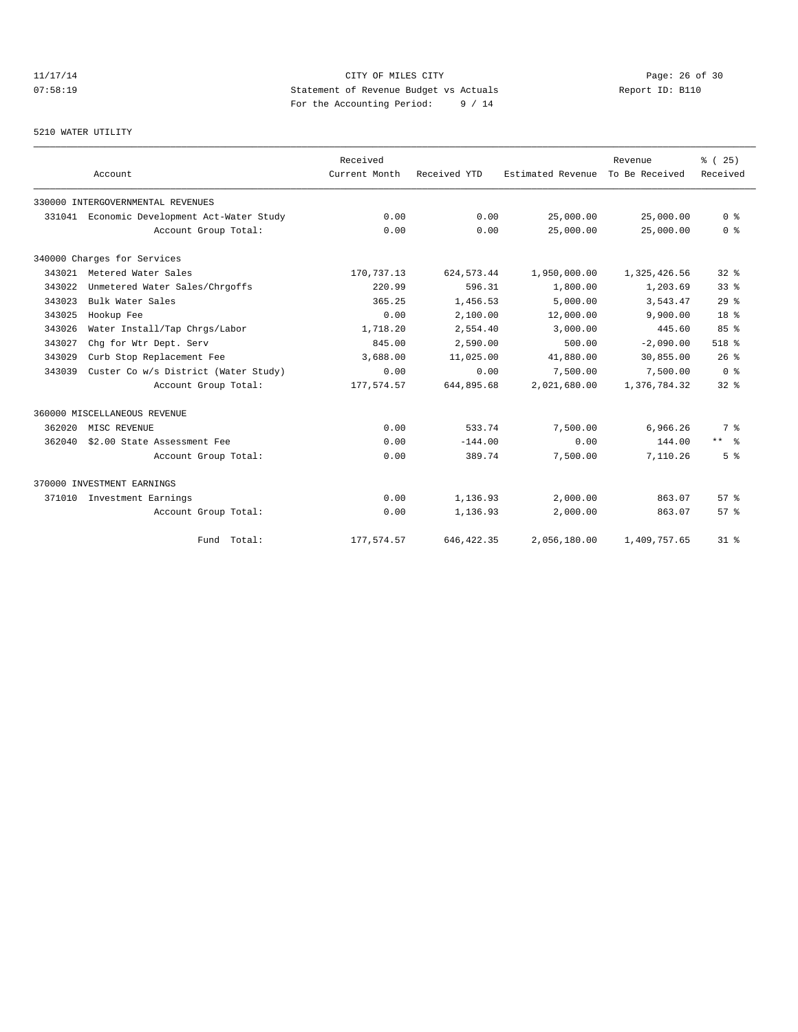11/17/14 CITY OF MILES CITY
07:58:19 Statement of Revenue Budget vs Actuals Report ID: B110
For the Accounting Period: 9 / 14

5210 WATER UTILITY

| Account | | Received Current Month | Received YTD | Estimated Revenue | Revenue To Be Received | % ( 25) Received |
|---|---|---|---|---|---|---|
| 330000 INTERGOVERNMENTAL REVENUES | | | | | | |
| 331041 | Economic Development Act-Water Study | 0.00 | 0.00 | 25,000.00 | 25,000.00 | 0 % |
| | Account Group Total: | 0.00 | 0.00 | 25,000.00 | 25,000.00 | 0 % |
| 340000 Charges for Services | | | | | | |
| 343021 | Metered Water Sales | 170,737.13 | 624,573.44 | 1,950,000.00 | 1,325,426.56 | 32 % |
| 343022 | Unmetered Water Sales/Chrgoffs | 220.99 | 596.31 | 1,800.00 | 1,203.69 | 33 % |
| 343023 | Bulk Water Sales | 365.25 | 1,456.53 | 5,000.00 | 3,543.47 | 29 % |
| 343025 | Hookup Fee | 0.00 | 2,100.00 | 12,000.00 | 9,900.00 | 18 % |
| 343026 | Water Install/Tap Chrgs/Labor | 1,718.20 | 2,554.40 | 3,000.00 | 445.60 | 85 % |
| 343027 | Chg for Wtr Dept. Serv | 845.00 | 2,590.00 | 500.00 | -2,090.00 | 518 % |
| 343029 | Curb Stop Replacement Fee | 3,688.00 | 11,025.00 | 41,880.00 | 30,855.00 | 26 % |
| 343039 | Custer Co w/s District (Water Study) | 0.00 | 0.00 | 7,500.00 | 7,500.00 | 0 % |
| | Account Group Total: | 177,574.57 | 644,895.68 | 2,021,680.00 | 1,376,784.32 | 32 % |
| 360000 MISCELLANEOUS REVENUE | | | | | | |
| 362020 | MISC REVENUE | 0.00 | 533.74 | 7,500.00 | 6,966.26 | 7 % |
| 362040 | $2.00 State Assessment Fee | 0.00 | -144.00 | 0.00 | 144.00 | ** % |
| | Account Group Total: | 0.00 | 389.74 | 7,500.00 | 7,110.26 | 5 % |
| 370000 INVESTMENT EARNINGS | | | | | | |
| 371010 | Investment Earnings | 0.00 | 1,136.93 | 2,000.00 | 863.07 | 57 % |
| | Account Group Total: | 0.00 | 1,136.93 | 2,000.00 | 863.07 | 57 % |
| | Fund Total: | 177,574.57 | 646,422.35 | 2,056,180.00 | 1,409,757.65 | 31 % |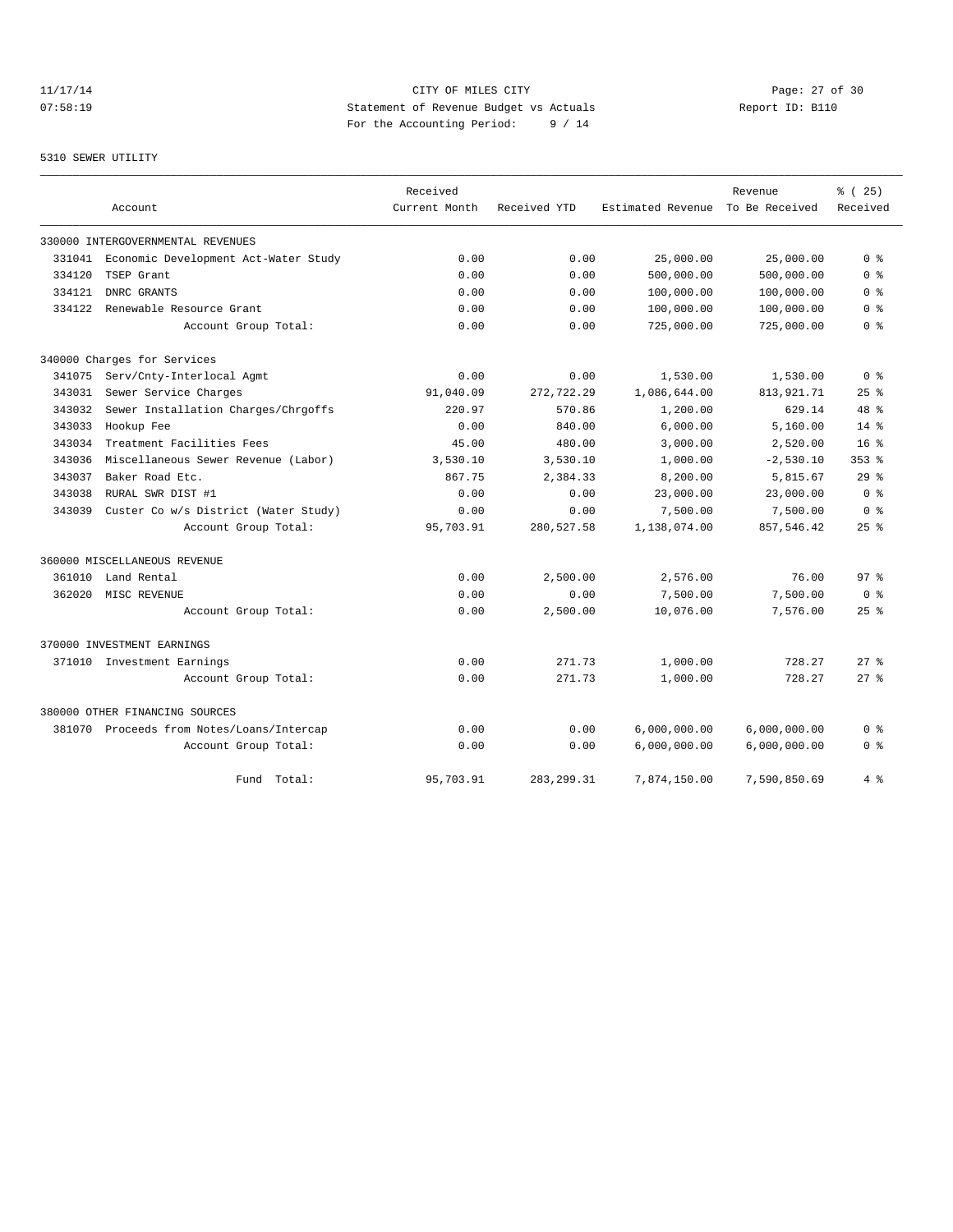CITY OF MILES CITY
Statement of Revenue Budget vs Actuals
For the Accounting Period: 9 / 14

11/17/14
07:58:19

Report ID: B110

5310 SEWER UTILITY

| | Account | Received Current Month | Received YTD | Estimated Revenue | Revenue To Be Received | % ( 25) Received |
|---|---|---|---|---|---|---|
| 330000 INTERGOVERNMENTAL REVENUES | | | | | | |
| 331041 | Economic Development Act-Water Study | 0.00 | 0.00 | 25,000.00 | 25,000.00 | 0 % |
| 334120 | TSEP Grant | 0.00 | 0.00 | 500,000.00 | 500,000.00 | 0 % |
| 334121 | DNRC GRANTS | 0.00 | 0.00 | 100,000.00 | 100,000.00 | 0 % |
| 334122 | Renewable Resource Grant | 0.00 | 0.00 | 100,000.00 | 100,000.00 | 0 % |
| | Account Group Total: | 0.00 | 0.00 | 725,000.00 | 725,000.00 | 0 % |
| 340000 Charges for Services | | | | | | |
| 341075 | Serv/Cnty-Interlocal Agmt | 0.00 | 0.00 | 1,530.00 | 1,530.00 | 0 % |
| 343031 | Sewer Service Charges | 91,040.09 | 272,722.29 | 1,086,644.00 | 813,921.71 | 25 % |
| 343032 | Sewer Installation Charges/Chrgoffs | 220.97 | 570.86 | 1,200.00 | 629.14 | 48 % |
| 343033 | Hookup Fee | 0.00 | 840.00 | 6,000.00 | 5,160.00 | 14 % |
| 343034 | Treatment Facilities Fees | 45.00 | 480.00 | 3,000.00 | 2,520.00 | 16 % |
| 343036 | Miscellaneous Sewer Revenue (Labor) | 3,530.10 | 3,530.10 | 1,000.00 | -2,530.10 | 353 % |
| 343037 | Baker Road Etc. | 867.75 | 2,384.33 | 8,200.00 | 5,815.67 | 29 % |
| 343038 | RURAL SWR DIST #1 | 0.00 | 0.00 | 23,000.00 | 23,000.00 | 0 % |
| 343039 | Custer Co w/s District (Water Study) | 0.00 | 0.00 | 7,500.00 | 7,500.00 | 0 % |
| | Account Group Total: | 95,703.91 | 280,527.58 | 1,138,074.00 | 857,546.42 | 25 % |
| 360000 MISCELLANEOUS REVENUE | | | | | | |
| 361010 | Land Rental | 0.00 | 2,500.00 | 2,576.00 | 76.00 | 97 % |
| 362020 | MISC REVENUE | 0.00 | 0.00 | 7,500.00 | 7,500.00 | 0 % |
| | Account Group Total: | 0.00 | 2,500.00 | 10,076.00 | 7,576.00 | 25 % |
| 370000 INVESTMENT EARNINGS | | | | | | |
| 371010 | Investment Earnings | 0.00 | 271.73 | 1,000.00 | 728.27 | 27 % |
| | Account Group Total: | 0.00 | 271.73 | 1,000.00 | 728.27 | 27 % |
| 380000 OTHER FINANCING SOURCES | | | | | | |
| 381070 | Proceeds from Notes/Loans/Intercap | 0.00 | 0.00 | 6,000,000.00 | 6,000,000.00 | 0 % |
| | Account Group Total: | 0.00 | 0.00 | 6,000,000.00 | 6,000,000.00 | 0 % |
| | Fund Total: | 95,703.91 | 283,299.31 | 7,874,150.00 | 7,590,850.69 | 4 % |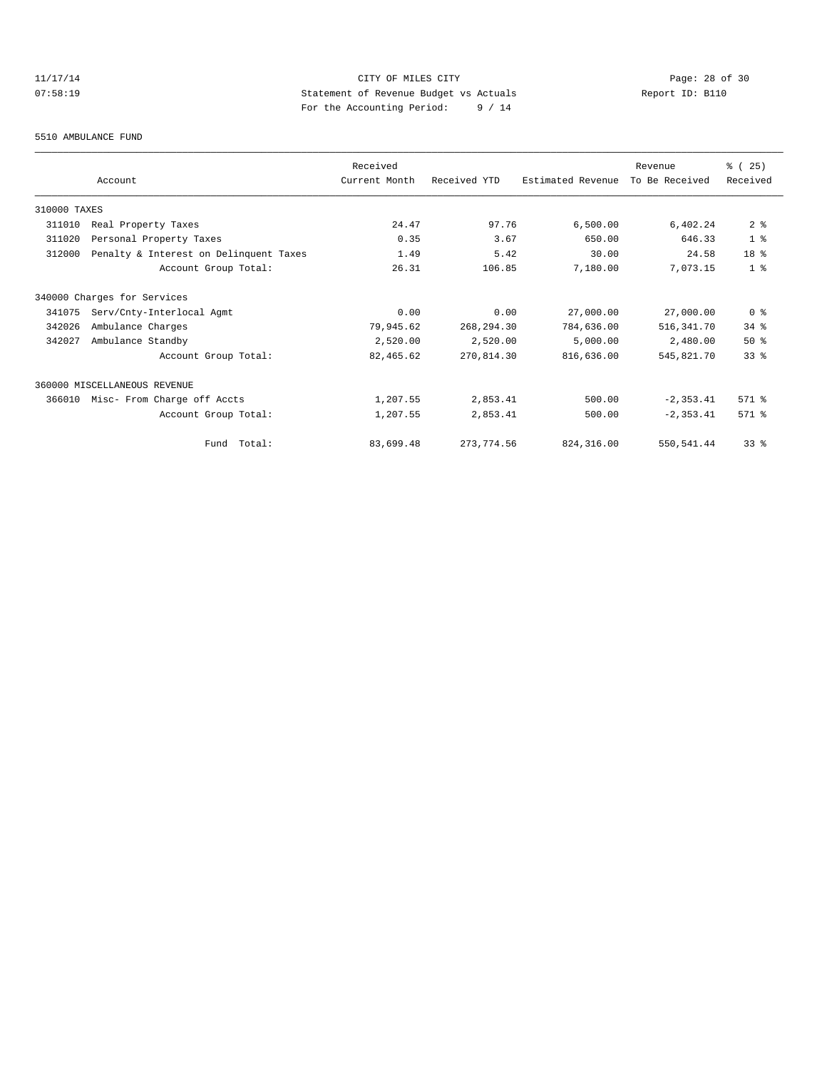CITY OF MILES CITY
Statement of Revenue Budget vs Actuals
For the Accounting Period: 9 / 14

11/17/14
07:58:19

Report ID: B110

5510 AMBULANCE FUND

| Account | Received Current Month | Received YTD | Estimated Revenue | Revenue To Be Received | % ( 25) Received |
|---|---|---|---|---|---|
| 310000 TAXES | | | | | |
| 311010 Real Property Taxes | 24.47 | 97.76 | 6,500.00 | 6,402.24 | 2 % |
| 311020 Personal Property Taxes | 0.35 | 3.67 | 650.00 | 646.33 | 1 % |
| 312000 Penalty & Interest on Delinquent Taxes | 1.49 | 5.42 | 30.00 | 24.58 | 18 % |
| Account Group Total: | 26.31 | 106.85 | 7,180.00 | 7,073.15 | 1 % |
| 340000 Charges for Services | | | | | |
| 341075 Serv/Cnty-Interlocal Agmt | 0.00 | 0.00 | 27,000.00 | 27,000.00 | 0 % |
| 342026 Ambulance Charges | 79,945.62 | 268,294.30 | 784,636.00 | 516,341.70 | 34 % |
| 342027 Ambulance Standby | 2,520.00 | 2,520.00 | 5,000.00 | 2,480.00 | 50 % |
| Account Group Total: | 82,465.62 | 270,814.30 | 816,636.00 | 545,821.70 | 33 % |
| 360000 MISCELLANEOUS REVENUE | | | | | |
| 366010 Misc- From Charge off Accts | 1,207.55 | 2,853.41 | 500.00 | -2,353.41 | 571 % |
| Account Group Total: | 1,207.55 | 2,853.41 | 500.00 | -2,353.41 | 571 % |
| Fund Total: | 83,699.48 | 273,774.56 | 824,316.00 | 550,541.44 | 33 % |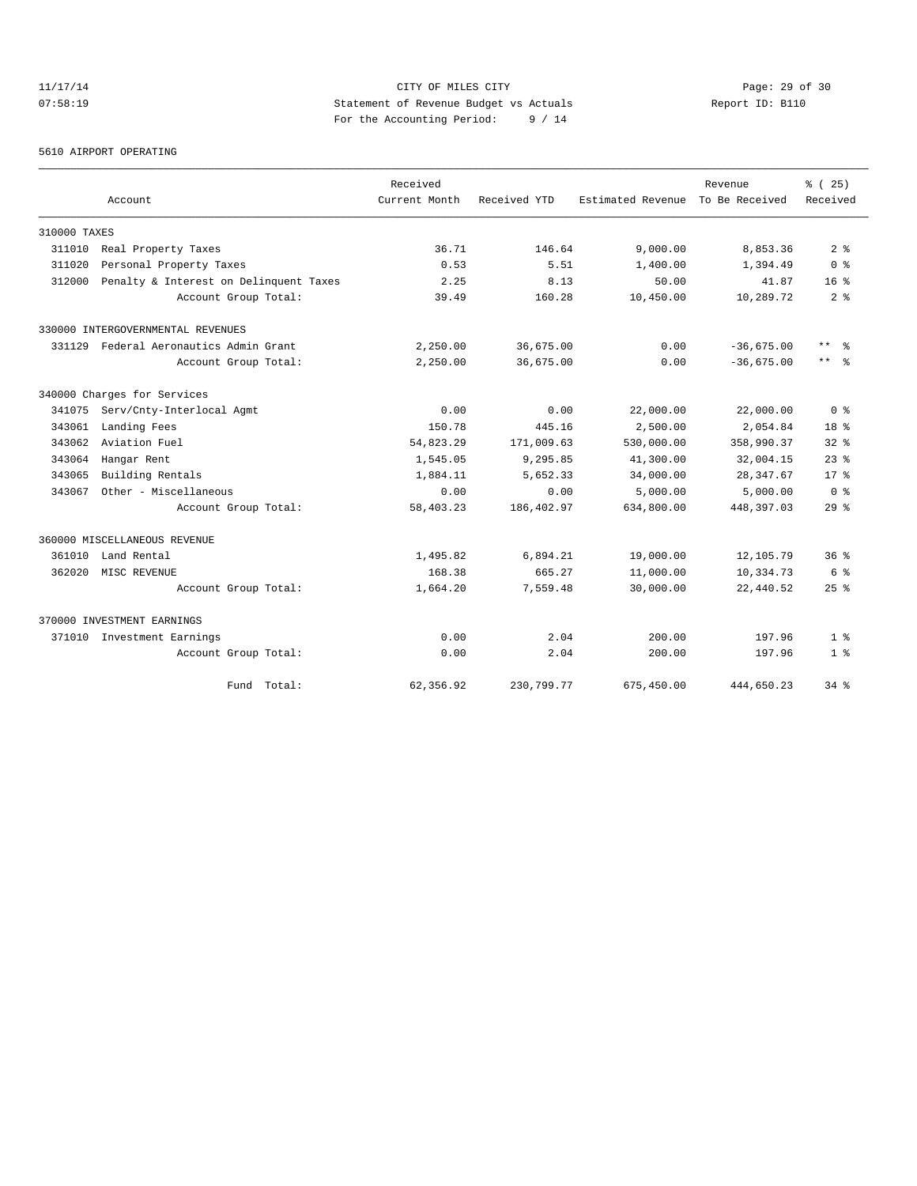CITY OF MILES CITY
Statement of Revenue Budget vs Actuals
For the Accounting Period: 9 / 14

11/17/14
07:58:19

Report ID: B110

5610 AIRPORT OPERATING

| Account | Received Current Month | Received YTD | Estimated Revenue | Revenue To Be Received | % ( 25) Received |
|---|---|---|---|---|---|
| 310000 TAXES | | | | | |
| 311010 Real Property Taxes | 36.71 | 146.64 | 9,000.00 | 8,853.36 | 2 % |
| 311020 Personal Property Taxes | 0.53 | 5.51 | 1,400.00 | 1,394.49 | 0 % |
| 312000 Penalty & Interest on Delinquent Taxes | 2.25 | 8.13 | 50.00 | 41.87 | 16 % |
| Account Group Total: | 39.49 | 160.28 | 10,450.00 | 10,289.72 | 2 % |
| 330000 INTERGOVERNMENTAL REVENUES | | | | | |
| 331129 Federal Aeronautics Admin Grant | 2,250.00 | 36,675.00 | 0.00 | -36,675.00 | ** % |
| Account Group Total: | 2,250.00 | 36,675.00 | 0.00 | -36,675.00 | ** % |
| 340000 Charges for Services | | | | | |
| 341075 Serv/Cnty-Interlocal Agmt | 0.00 | 0.00 | 22,000.00 | 22,000.00 | 0 % |
| 343061 Landing Fees | 150.78 | 445.16 | 2,500.00 | 2,054.84 | 18 % |
| 343062 Aviation Fuel | 54,823.29 | 171,009.63 | 530,000.00 | 358,990.37 | 32 % |
| 343064 Hangar Rent | 1,545.05 | 9,295.85 | 41,300.00 | 32,004.15 | 23 % |
| 343065 Building Rentals | 1,884.11 | 5,652.33 | 34,000.00 | 28,347.67 | 17 % |
| 343067 Other - Miscellaneous | 0.00 | 0.00 | 5,000.00 | 5,000.00 | 0 % |
| Account Group Total: | 58,403.23 | 186,402.97 | 634,800.00 | 448,397.03 | 29 % |
| 360000 MISCELLANEOUS REVENUE | | | | | |
| 361010 Land Rental | 1,495.82 | 6,894.21 | 19,000.00 | 12,105.79 | 36 % |
| 362020 MISC REVENUE | 168.38 | 665.27 | 11,000.00 | 10,334.73 | 6 % |
| Account Group Total: | 1,664.20 | 7,559.48 | 30,000.00 | 22,440.52 | 25 % |
| 370000 INVESTMENT EARNINGS | | | | | |
| 371010 Investment Earnings | 0.00 | 2.04 | 200.00 | 197.96 | 1 % |
| Account Group Total: | 0.00 | 2.04 | 200.00 | 197.96 | 1 % |
| Fund Total: | 62,356.92 | 230,799.77 | 675,450.00 | 444,650.23 | 34 % |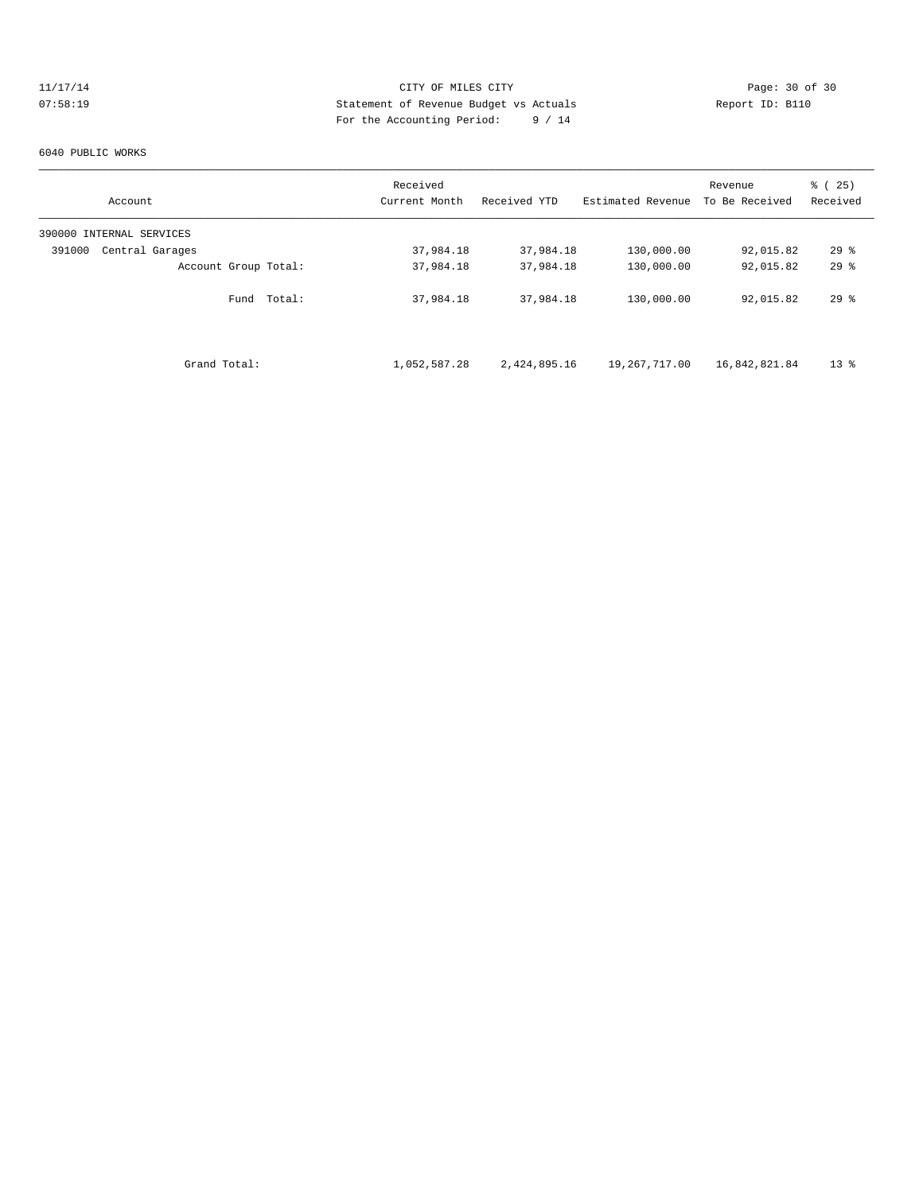CITY OF MILES CITY
Statement of Revenue Budget vs Actuals
For the Accounting Period: 9 / 14

11/17/14
07:58:19

Report ID: B110

6040 PUBLIC WORKS

| Account | Received Current Month | Received YTD | Estimated Revenue | Revenue To Be Received | % ( 25) Received |
|---|---|---|---|---|---|
| 390000 INTERNAL SERVICES | | | | | |
| 391000 Central Garages | 37,984.18 | 37,984.18 | 130,000.00 | 92,015.82 | 29 % |
| Account Group Total: | 37,984.18 | 37,984.18 | 130,000.00 | 92,015.82 | 29 % |
| Fund Total: | 37,984.18 | 37,984.18 | 130,000.00 | 92,015.82 | 29 % |
| Grand Total: | 1,052,587.28 | 2,424,895.16 | 19,267,717.00 | 16,842,821.84 | 13 % |